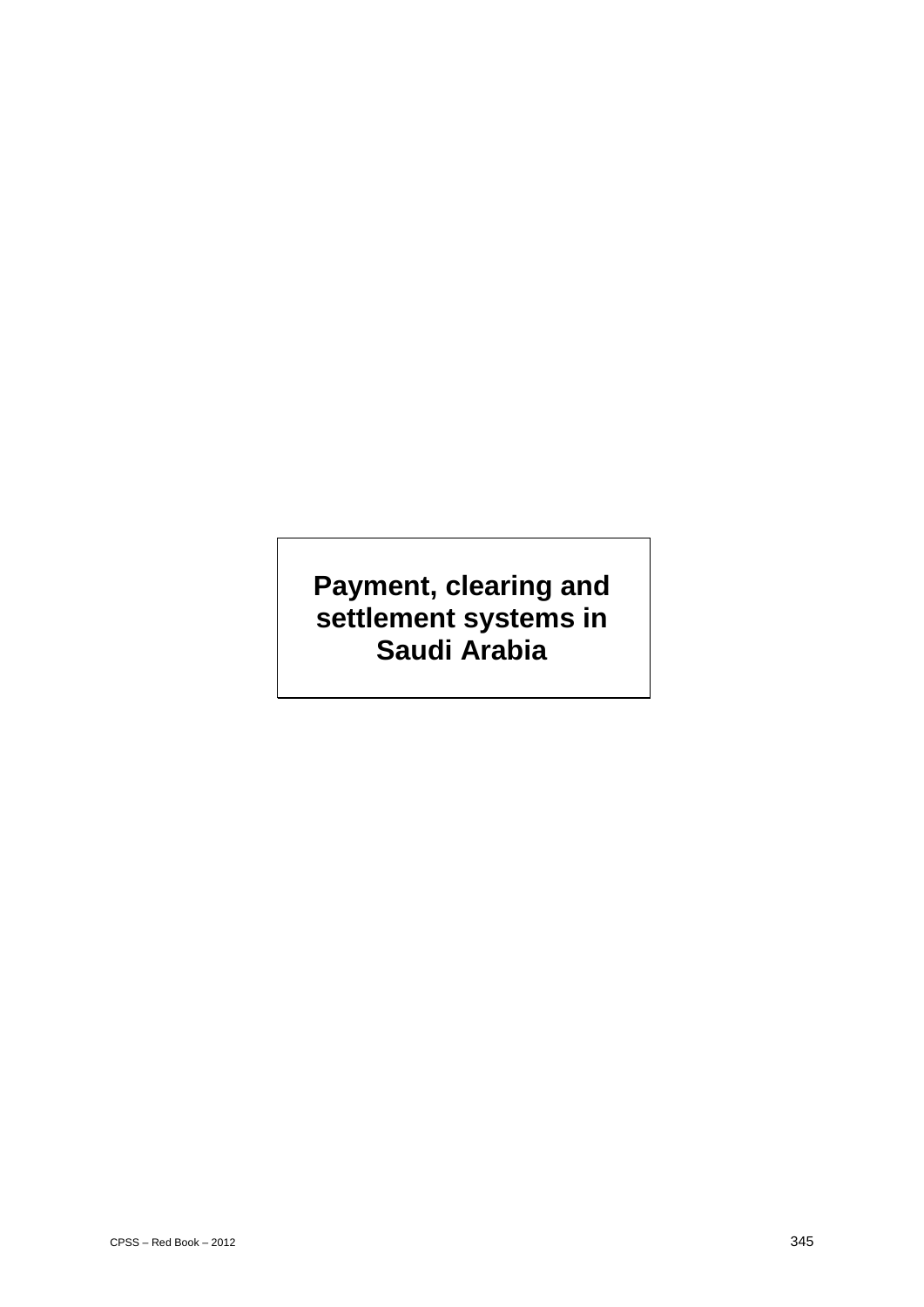# Payment, clearing and settlement systems in Saudi Arabia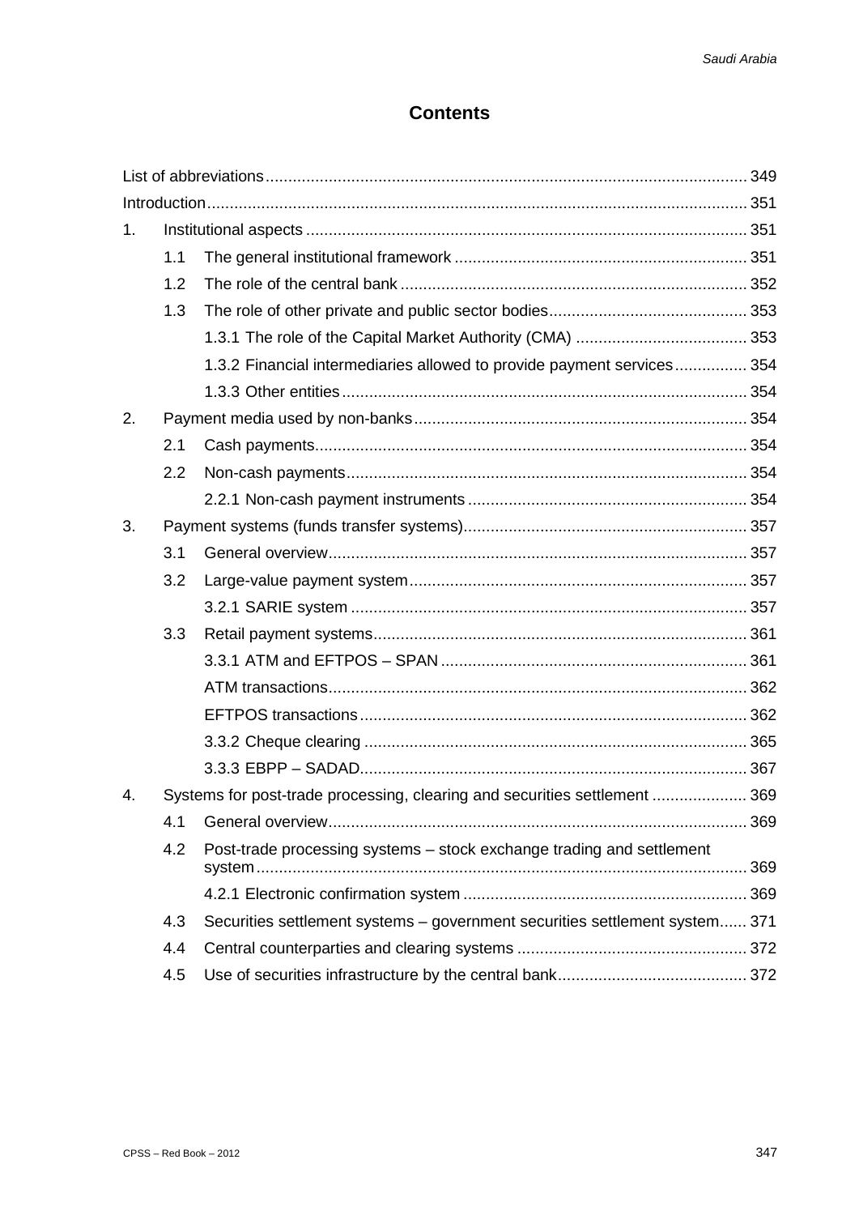# Contents

List of abbreviations ..... 349

Introduction ..... 351

1. Institutional aspects ..... 351
   - 1.1 The general institutional framework ..... 351
   - 1.2 The role of the central bank ..... 352
   - 1.3 The role of other private and public sector bodies ..... 353
     - 1.3.1 The role of the Capital Market Authority (CMA) ..... 353
     - 1.3.2 Financial intermediaries allowed to provide payment services ..... 354
     - 1.3.3 Other entities ..... 354
2. Payment media used by non-banks ..... 354
   - 2.1 Cash payments ..... 354
   - 2.2 Non-cash payments ..... 354
     - 2.2.1 Non-cash payment instruments ..... 354
3. Payment systems (funds transfer systems) ..... 357
   - 3.1 General overview ..... 357
   - 3.2 Large-value payment system ..... 357
     - 3.2.1 SARIE system ..... 357
   - 3.3 Retail payment systems ..... 361
     - 3.3.1 ATM and EFTPOS – SPAN ..... 361
     - ATM transactions ..... 362
     - EFTPOS transactions ..... 362
     - 3.3.2 Cheque clearing ..... 365
     - 3.3.3 EBPP – SADAD ..... 367
4. Systems for post-trade processing, clearing and securities settlement ..... 369
   - 4.1 General overview ..... 369
   - 4.2 Post-trade processing systems – stock exchange trading and settlement system ..... 369
     - 4.2.1 Electronic confirmation system ..... 369
   - 4.3 Securities settlement systems – government securities settlement system ..... 371
   - 4.4 Central counterparties and clearing systems ..... 372
   - 4.5 Use of securities infrastructure by the central bank ..... 372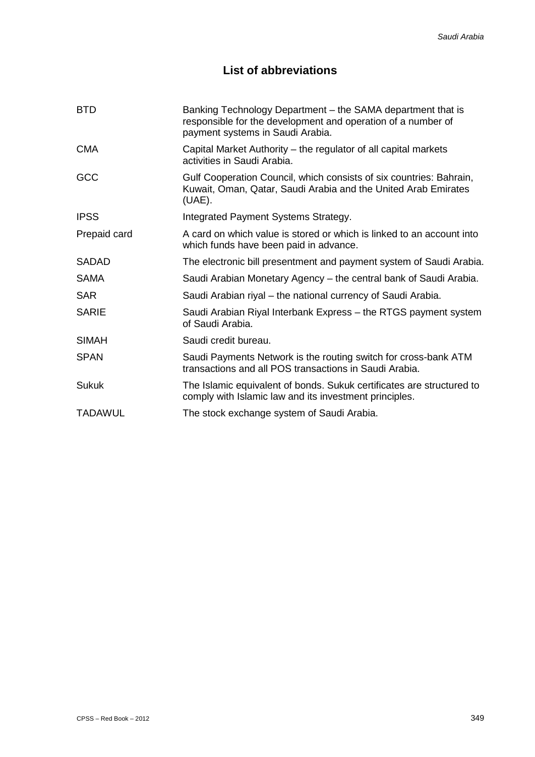# List of abbreviations

| | |
|---|---|
| BTD | Banking Technology Department – the SAMA department that is responsible for the development and operation of a number of payment systems in Saudi Arabia. |
| CMA | Capital Market Authority – the regulator of all capital markets activities in Saudi Arabia. |
| GCC | Gulf Cooperation Council, which consists of six countries: Bahrain, Kuwait, Oman, Qatar, Saudi Arabia and the United Arab Emirates (UAE). |
| IPSS | Integrated Payment Systems Strategy. |
| Prepaid card | A card on which value is stored or which is linked to an account into which funds have been paid in advance. |
| SADAD | The electronic bill presentment and payment system of Saudi Arabia. |
| SAMA | Saudi Arabian Monetary Agency – the central bank of Saudi Arabia. |
| SAR | Saudi Arabian riyal – the national currency of Saudi Arabia. |
| SARIE | Saudi Arabian Riyal Interbank Express – the RTGS payment system of Saudi Arabia. |
| SIMAH | Saudi credit bureau. |
| SPAN | Saudi Payments Network is the routing switch for cross-bank ATM transactions and all POS transactions in Saudi Arabia. |
| Sukuk | The Islamic equivalent of bonds. Sukuk certificates are structured to comply with Islamic law and its investment principles. |
| TADAWUL | The stock exchange system of Saudi Arabia. |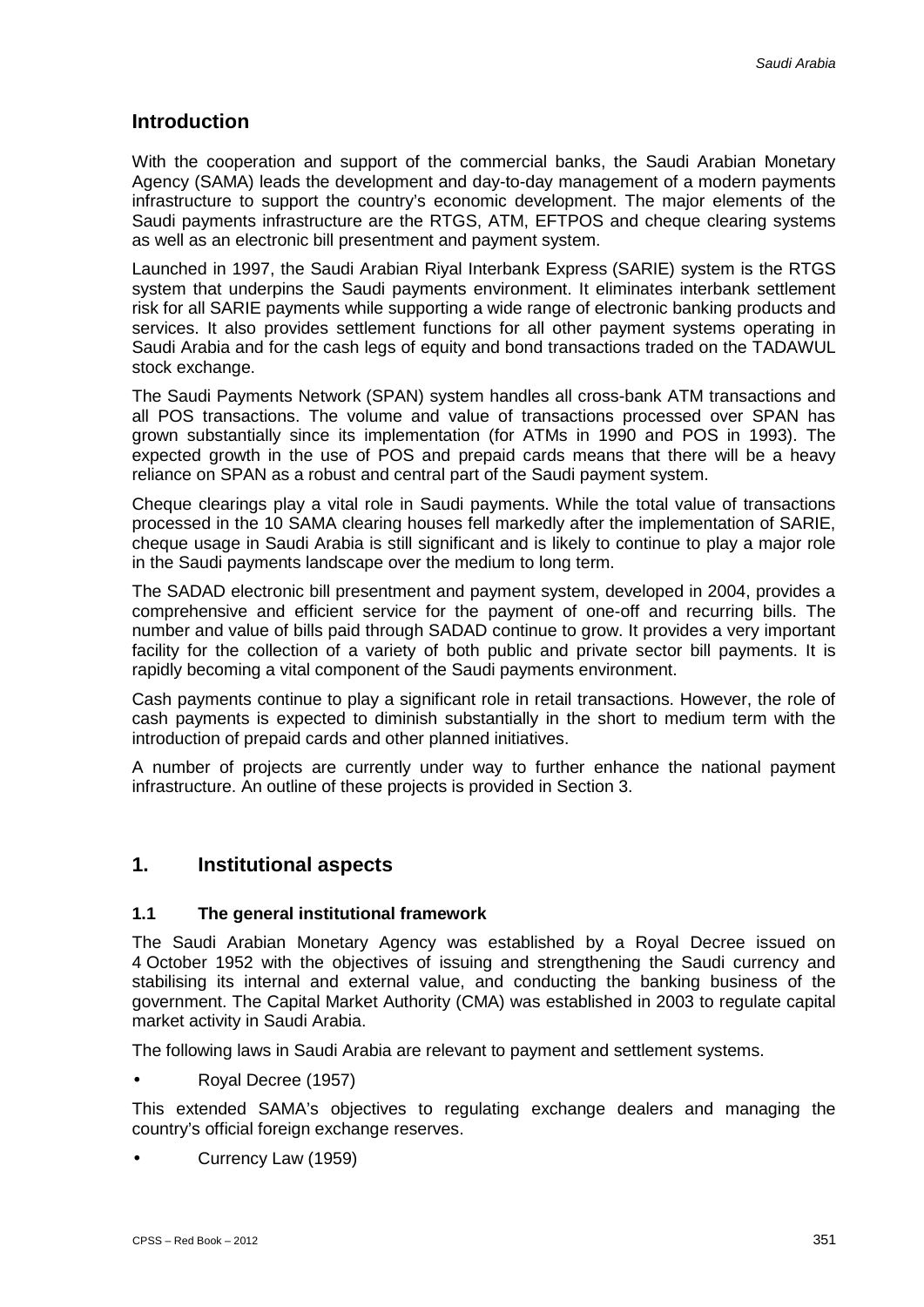## Introduction

With the cooperation and support of the commercial banks, the Saudi Arabian Monetary Agency (SAMA) leads the development and day-to-day management of a modern payments infrastructure to support the country's economic development. The major elements of the Saudi payments infrastructure are the RTGS, ATM, EFTPOS and cheque clearing systems as well as an electronic bill presentment and payment system.

Launched in 1997, the Saudi Arabian Riyal Interbank Express (SARIE) system is the RTGS system that underpins the Saudi payments environment. It eliminates interbank settlement risk for all SARIE payments while supporting a wide range of electronic banking products and services. It also provides settlement functions for all other payment systems operating in Saudi Arabia and for the cash legs of equity and bond transactions traded on the TADAWUL stock exchange.

The Saudi Payments Network (SPAN) system handles all cross-bank ATM transactions and all POS transactions. The volume and value of transactions processed over SPAN has grown substantially since its implementation (for ATMs in 1990 and POS in 1993). The expected growth in the use of POS and prepaid cards means that there will be a heavy reliance on SPAN as a robust and central part of the Saudi payment system.

Cheque clearings play a vital role in Saudi payments. While the total value of transactions processed in the 10 SAMA clearing houses fell markedly after the implementation of SARIE, cheque usage in Saudi Arabia is still significant and is likely to continue to play a major role in the Saudi payments landscape over the medium to long term.

The SADAD electronic bill presentment and payment system, developed in 2004, provides a comprehensive and efficient service for the payment of one-off and recurring bills. The number and value of bills paid through SADAD continue to grow. It provides a very important facility for the collection of a variety of both public and private sector bill payments. It is rapidly becoming a vital component of the Saudi payments environment.

Cash payments continue to play a significant role in retail transactions. However, the role of cash payments is expected to diminish substantially in the short to medium term with the introduction of prepaid cards and other planned initiatives.

A number of projects are currently under way to further enhance the national payment infrastructure. An outline of these projects is provided in Section 3.

## 1. Institutional aspects

### 1.1 The general institutional framework

The Saudi Arabian Monetary Agency was established by a Royal Decree issued on 4 October 1952 with the objectives of issuing and strengthening the Saudi currency and stabilising its internal and external value, and conducting the banking business of the government. The Capital Market Authority (CMA) was established in 2003 to regulate capital market activity in Saudi Arabia.

The following laws in Saudi Arabia are relevant to payment and settlement systems.

- Royal Decree (1957)

This extended SAMA's objectives to regulating exchange dealers and managing the country's official foreign exchange reserves.

- Currency Law (1959)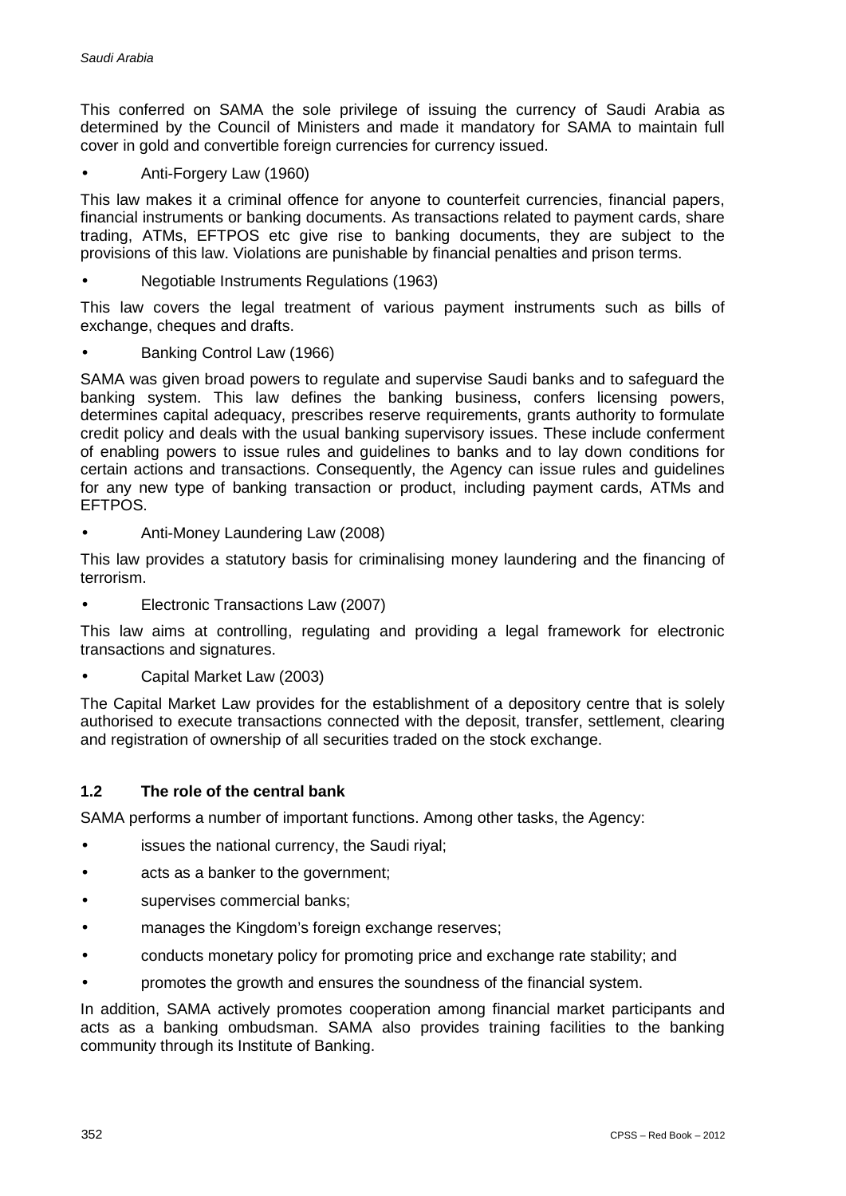This conferred on SAMA the sole privilege of issuing the currency of Saudi Arabia as determined by the Council of Ministers and made it mandatory for SAMA to maintain full cover in gold and convertible foreign currencies for currency issued.

- Anti-Forgery Law (1960)

This law makes it a criminal offence for anyone to counterfeit currencies, financial papers, financial instruments or banking documents. As transactions related to payment cards, share trading, ATMs, EFTPOS etc give rise to banking documents, they are subject to the provisions of this law. Violations are punishable by financial penalties and prison terms.

- Negotiable Instruments Regulations (1963)

This law covers the legal treatment of various payment instruments such as bills of exchange, cheques and drafts.

- Banking Control Law (1966)

SAMA was given broad powers to regulate and supervise Saudi banks and to safeguard the banking system. This law defines the banking business, confers licensing powers, determines capital adequacy, prescribes reserve requirements, grants authority to formulate credit policy and deals with the usual banking supervisory issues. These include conferment of enabling powers to issue rules and guidelines to banks and to lay down conditions for certain actions and transactions. Consequently, the Agency can issue rules and guidelines for any new type of banking transaction or product, including payment cards, ATMs and EFTPOS.

- Anti-Money Laundering Law (2008)

This law provides a statutory basis for criminalising money laundering and the financing of terrorism.

- Electronic Transactions Law (2007)

This law aims at controlling, regulating and providing a legal framework for electronic transactions and signatures.

- Capital Market Law (2003)

The Capital Market Law provides for the establishment of a depository centre that is solely authorised to execute transactions connected with the deposit, transfer, settlement, clearing and registration of ownership of all securities traded on the stock exchange.

### 1.2 The role of the central bank

SAMA performs a number of important functions. Among other tasks, the Agency:

- issues the national currency, the Saudi riyal;
- acts as a banker to the government;
- supervises commercial banks;
- manages the Kingdom's foreign exchange reserves;
- conducts monetary policy for promoting price and exchange rate stability; and
- promotes the growth and ensures the soundness of the financial system.

In addition, SAMA actively promotes cooperation among financial market participants and acts as a banking ombudsman. SAMA also provides training facilities to the banking community through its Institute of Banking.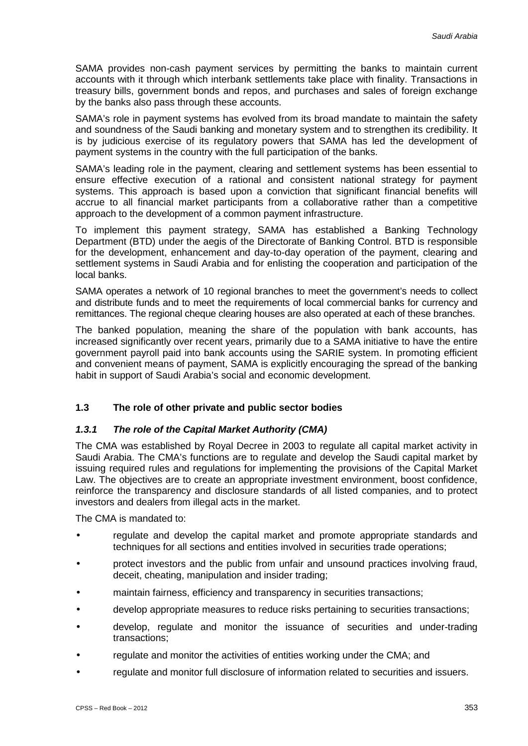SAMA provides non-cash payment services by permitting the banks to maintain current accounts with it through which interbank settlements take place with finality. Transactions in treasury bills, government bonds and repos, and purchases and sales of foreign exchange by the banks also pass through these accounts.

SAMA's role in payment systems has evolved from its broad mandate to maintain the safety and soundness of the Saudi banking and monetary system and to strengthen its credibility. It is by judicious exercise of its regulatory powers that SAMA has led the development of payment systems in the country with the full participation of the banks.

SAMA's leading role in the payment, clearing and settlement systems has been essential to ensure effective execution of a rational and consistent national strategy for payment systems. This approach is based upon a conviction that significant financial benefits will accrue to all financial market participants from a collaborative rather than a competitive approach to the development of a common payment infrastructure.

To implement this payment strategy, SAMA has established a Banking Technology Department (BTD) under the aegis of the Directorate of Banking Control. BTD is responsible for the development, enhancement and day-to-day operation of the payment, clearing and settlement systems in Saudi Arabia and for enlisting the cooperation and participation of the local banks.

SAMA operates a network of 10 regional branches to meet the government's needs to collect and distribute funds and to meet the requirements of local commercial banks for currency and remittances. The regional cheque clearing houses are also operated at each of these branches.

The banked population, meaning the share of the population with bank accounts, has increased significantly over recent years, primarily due to a SAMA initiative to have the entire government payroll paid into bank accounts using the SARIE system. In promoting efficient and convenient means of payment, SAMA is explicitly encouraging the spread of the banking habit in support of Saudi Arabia's social and economic development.

## 1.3 The role of other private and public sector bodies

### *1.3.1 The role of the Capital Market Authority (CMA)*

The CMA was established by Royal Decree in 2003 to regulate all capital market activity in Saudi Arabia. The CMA's functions are to regulate and develop the Saudi capital market by issuing required rules and regulations for implementing the provisions of the Capital Market Law. The objectives are to create an appropriate investment environment, boost confidence, reinforce the transparency and disclosure standards of all listed companies, and to protect investors and dealers from illegal acts in the market.

The CMA is mandated to:

- regulate and develop the capital market and promote appropriate standards and techniques for all sections and entities involved in securities trade operations;
- protect investors and the public from unfair and unsound practices involving fraud, deceit, cheating, manipulation and insider trading;
- maintain fairness, efficiency and transparency in securities transactions;
- develop appropriate measures to reduce risks pertaining to securities transactions;
- develop, regulate and monitor the issuance of securities and under-trading transactions;
- regulate and monitor the activities of entities working under the CMA; and
- regulate and monitor full disclosure of information related to securities and issuers.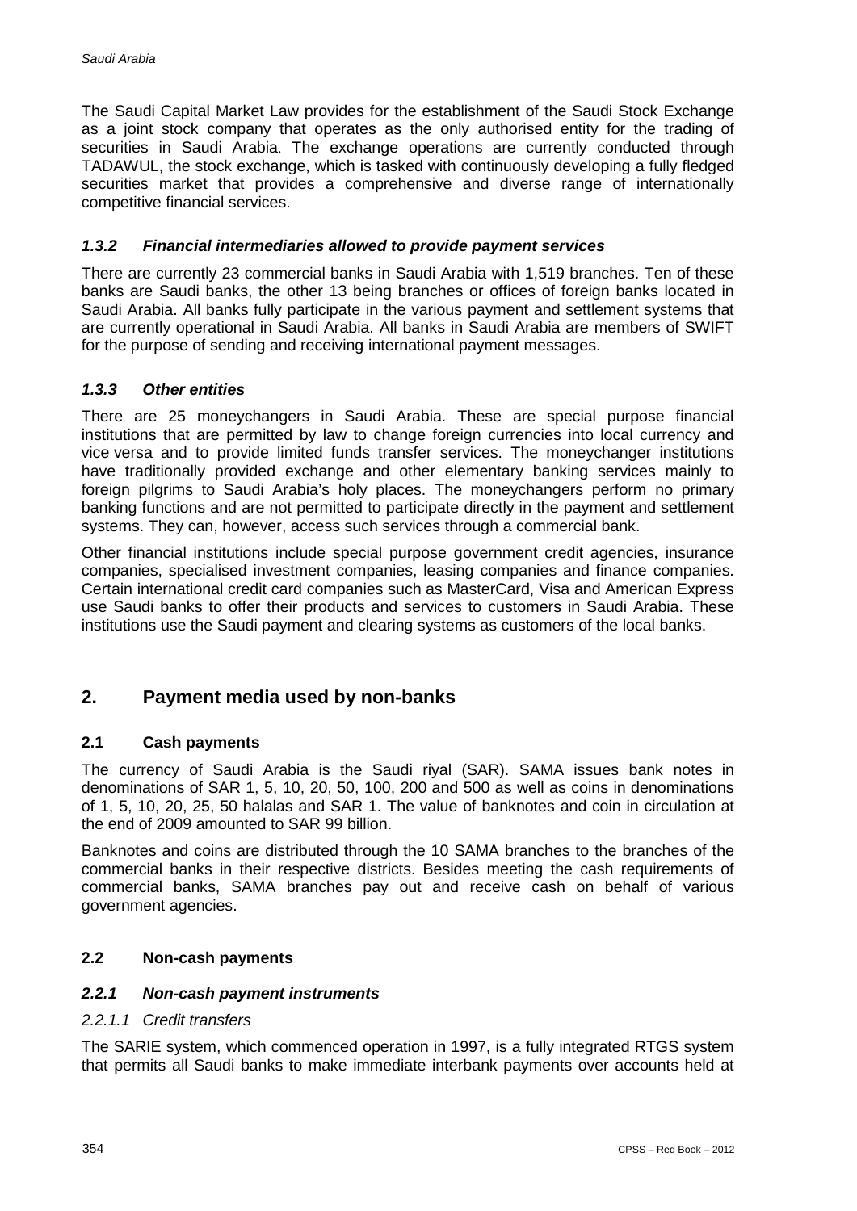The Saudi Capital Market Law provides for the establishment of the Saudi Stock Exchange as a joint stock company that operates as the only authorised entity for the trading of securities in Saudi Arabia. The exchange operations are currently conducted through TADAWUL, the stock exchange, which is tasked with continuously developing a fully fledged securities market that provides a comprehensive and diverse range of internationally competitive financial services.

### *1.3.2 Financial intermediaries allowed to provide payment services*

There are currently 23 commercial banks in Saudi Arabia with 1,519 branches. Ten of these banks are Saudi banks, the other 13 being branches or offices of foreign banks located in Saudi Arabia. All banks fully participate in the various payment and settlement systems that are currently operational in Saudi Arabia. All banks in Saudi Arabia are members of SWIFT for the purpose of sending and receiving international payment messages.

### *1.3.3 Other entities*

There are 25 moneychangers in Saudi Arabia. These are special purpose financial institutions that are permitted by law to change foreign currencies into local currency and vice versa and to provide limited funds transfer services. The moneychanger institutions have traditionally provided exchange and other elementary banking services mainly to foreign pilgrims to Saudi Arabia's holy places. The moneychangers perform no primary banking functions and are not permitted to participate directly in the payment and settlement systems. They can, however, access such services through a commercial bank.

Other financial institutions include special purpose government credit agencies, insurance companies, specialised investment companies, leasing companies and finance companies. Certain international credit card companies such as MasterCard, Visa and American Express use Saudi banks to offer their products and services to customers in Saudi Arabia. These institutions use the Saudi payment and clearing systems as customers of the local banks.

## 2. Payment media used by non-banks

### 2.1 Cash payments

The currency of Saudi Arabia is the Saudi riyal (SAR). SAMA issues bank notes in denominations of SAR 1, 5, 10, 20, 50, 100, 200 and 500 as well as coins in denominations of 1, 5, 10, 20, 25, 50 halalas and SAR 1. The value of banknotes and coin in circulation at the end of 2009 amounted to SAR 99 billion.

Banknotes and coins are distributed through the 10 SAMA branches to the branches of the commercial banks in their respective districts. Besides meeting the cash requirements of commercial banks, SAMA branches pay out and receive cash on behalf of various government agencies.

### 2.2 Non-cash payments

### *2.2.1 Non-cash payment instruments*

#### *2.2.1.1 Credit transfers*

The SARIE system, which commenced operation in 1997, is a fully integrated RTGS system that permits all Saudi banks to make immediate interbank payments over accounts held at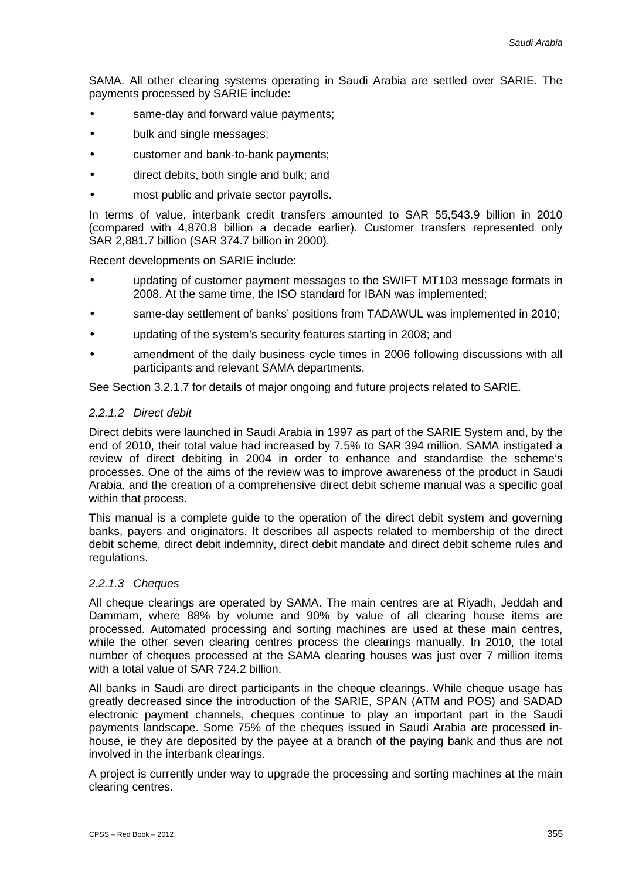SAMA. All other clearing systems operating in Saudi Arabia are settled over SARIE. The payments processed by SARIE include:

- same-day and forward value payments;
- bulk and single messages;
- customer and bank-to-bank payments;
- direct debits, both single and bulk; and
- most public and private sector payrolls.

In terms of value, interbank credit transfers amounted to SAR 55,543.9 billion in 2010 (compared with 4,870.8 billion a decade earlier). Customer transfers represented only SAR 2,881.7 billion (SAR 374.7 billion in 2000).

Recent developments on SARIE include:

- updating of customer payment messages to the SWIFT MT103 message formats in 2008. At the same time, the ISO standard for IBAN was implemented;
- same-day settlement of banks' positions from TADAWUL was implemented in 2010;
- updating of the system's security features starting in 2008; and
- amendment of the daily business cycle times in 2006 following discussions with all participants and relevant SAMA departments.

See Section 3.2.1.7 for details of major ongoing and future projects related to SARIE.

#### *2.2.1.2 Direct debit*

Direct debits were launched in Saudi Arabia in 1997 as part of the SARIE System and, by the end of 2010, their total value had increased by 7.5% to SAR 394 million. SAMA instigated a review of direct debiting in 2004 in order to enhance and standardise the scheme's processes. One of the aims of the review was to improve awareness of the product in Saudi Arabia, and the creation of a comprehensive direct debit scheme manual was a specific goal within that process.

This manual is a complete guide to the operation of the direct debit system and governing banks, payers and originators. It describes all aspects related to membership of the direct debit scheme, direct debit indemnity, direct debit mandate and direct debit scheme rules and regulations.

#### *2.2.1.3 Cheques*

All cheque clearings are operated by SAMA. The main centres are at Riyadh, Jeddah and Dammam, where 88% by volume and 90% by value of all clearing house items are processed. Automated processing and sorting machines are used at these main centres, while the other seven clearing centres process the clearings manually. In 2010, the total number of cheques processed at the SAMA clearing houses was just over 7 million items with a total value of SAR 724.2 billion.

All banks in Saudi are direct participants in the cheque clearings. While cheque usage has greatly decreased since the introduction of the SARIE, SPAN (ATM and POS) and SADAD electronic payment channels, cheques continue to play an important part in the Saudi payments landscape. Some 75% of the cheques issued in Saudi Arabia are processed in-house, ie they are deposited by the payee at a branch of the paying bank and thus are not involved in the interbank clearings.

A project is currently under way to upgrade the processing and sorting machines at the main clearing centres.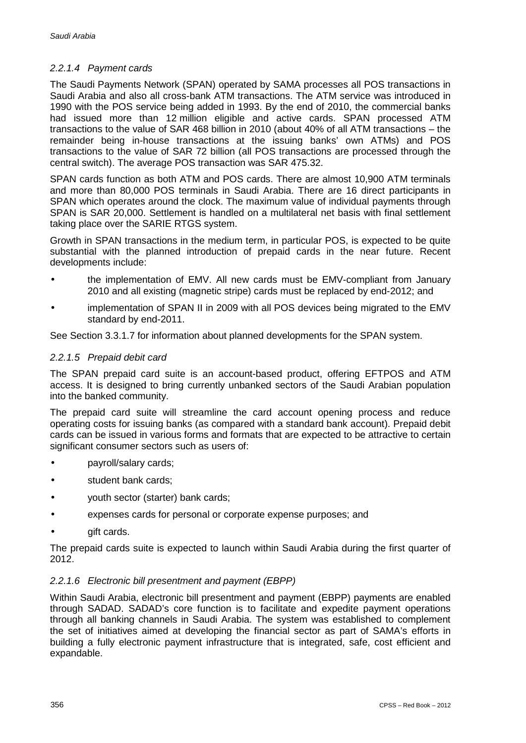#### *2.2.1.4 Payment cards*

The Saudi Payments Network (SPAN) operated by SAMA processes all POS transactions in Saudi Arabia and also all cross-bank ATM transactions. The ATM service was introduced in 1990 with the POS service being added in 1993. By the end of 2010, the commercial banks had issued more than 12 million eligible and active cards. SPAN processed ATM transactions to the value of SAR 468 billion in 2010 (about 40% of all ATM transactions – the remainder being in-house transactions at the issuing banks' own ATMs) and POS transactions to the value of SAR 72 billion (all POS transactions are processed through the central switch). The average POS transaction was SAR 475.32.

SPAN cards function as both ATM and POS cards. There are almost 10,900 ATM terminals and more than 80,000 POS terminals in Saudi Arabia. There are 16 direct participants in SPAN which operates around the clock. The maximum value of individual payments through SPAN is SAR 20,000. Settlement is handled on a multilateral net basis with final settlement taking place over the SARIE RTGS system.

Growth in SPAN transactions in the medium term, in particular POS, is expected to be quite substantial with the planned introduction of prepaid cards in the near future. Recent developments include:

- the implementation of EMV. All new cards must be EMV-compliant from January 2010 and all existing (magnetic stripe) cards must be replaced by end-2012; and
- implementation of SPAN II in 2009 with all POS devices being migrated to the EMV standard by end-2011.

See Section 3.3.1.7 for information about planned developments for the SPAN system.

#### *2.2.1.5 Prepaid debit card*

The SPAN prepaid card suite is an account-based product, offering EFTPOS and ATM access. It is designed to bring currently unbanked sectors of the Saudi Arabian population into the banked community.

The prepaid card suite will streamline the card account opening process and reduce operating costs for issuing banks (as compared with a standard bank account). Prepaid debit cards can be issued in various forms and formats that are expected to be attractive to certain significant consumer sectors such as users of:

- payroll/salary cards;
- student bank cards;
- youth sector (starter) bank cards;
- expenses cards for personal or corporate expense purposes; and
- gift cards.

The prepaid cards suite is expected to launch within Saudi Arabia during the first quarter of 2012.

#### *2.2.1.6 Electronic bill presentment and payment (EBPP)*

Within Saudi Arabia, electronic bill presentment and payment (EBPP) payments are enabled through SADAD. SADAD's core function is to facilitate and expedite payment operations through all banking channels in Saudi Arabia. The system was established to complement the set of initiatives aimed at developing the financial sector as part of SAMA's efforts in building a fully electronic payment infrastructure that is integrated, safe, cost efficient and expandable.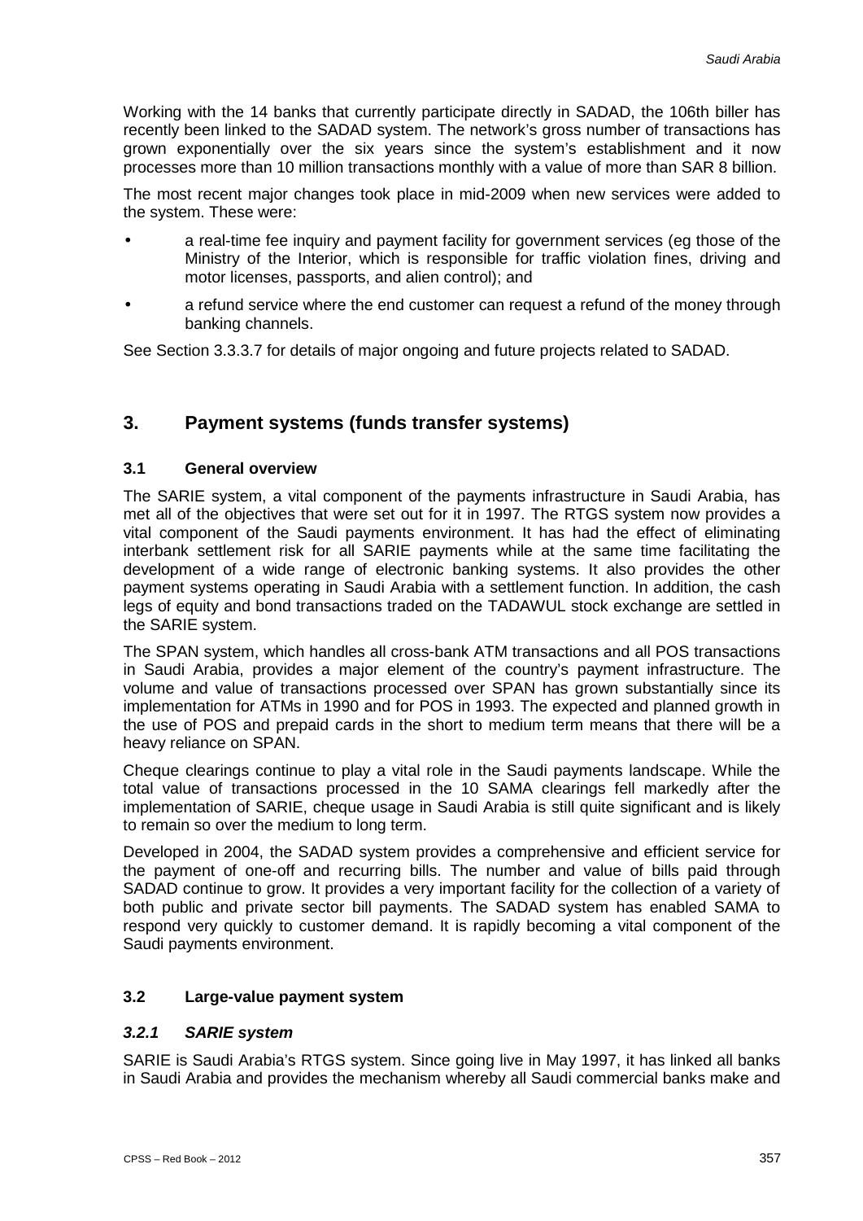Working with the 14 banks that currently participate directly in SADAD, the 106th biller has recently been linked to the SADAD system. The network's gross number of transactions has grown exponentially over the six years since the system's establishment and it now processes more than 10 million transactions monthly with a value of more than SAR 8 billion.

The most recent major changes took place in mid-2009 when new services were added to the system. These were:

- a real-time fee inquiry and payment facility for government services (eg those of the Ministry of the Interior, which is responsible for traffic violation fines, driving and motor licenses, passports, and alien control); and
- a refund service where the end customer can request a refund of the money through banking channels.

See Section 3.3.3.7 for details of major ongoing and future projects related to SADAD.

## 3. Payment systems (funds transfer systems)

### 3.1 General overview

The SARIE system, a vital component of the payments infrastructure in Saudi Arabia, has met all of the objectives that were set out for it in 1997. The RTGS system now provides a vital component of the Saudi payments environment. It has had the effect of eliminating interbank settlement risk for all SARIE payments while at the same time facilitating the development of a wide range of electronic banking systems. It also provides the other payment systems operating in Saudi Arabia with a settlement function. In addition, the cash legs of equity and bond transactions traded on the TADAWUL stock exchange are settled in the SARIE system.

The SPAN system, which handles all cross-bank ATM transactions and all POS transactions in Saudi Arabia, provides a major element of the country's payment infrastructure. The volume and value of transactions processed over SPAN has grown substantially since its implementation for ATMs in 1990 and for POS in 1993. The expected and planned growth in the use of POS and prepaid cards in the short to medium term means that there will be a heavy reliance on SPAN.

Cheque clearings continue to play a vital role in the Saudi payments landscape. While the total value of transactions processed in the 10 SAMA clearings fell markedly after the implementation of SARIE, cheque usage in Saudi Arabia is still quite significant and is likely to remain so over the medium to long term.

Developed in 2004, the SADAD system provides a comprehensive and efficient service for the payment of one-off and recurring bills. The number and value of bills paid through SADAD continue to grow. It provides a very important facility for the collection of a variety of both public and private sector bill payments. The SADAD system has enabled SAMA to respond very quickly to customer demand. It is rapidly becoming a vital component of the Saudi payments environment.

### 3.2 Large-value payment system

#### *3.2.1 SARIE system*

SARIE is Saudi Arabia's RTGS system. Since going live in May 1997, it has linked all banks in Saudi Arabia and provides the mechanism whereby all Saudi commercial banks make and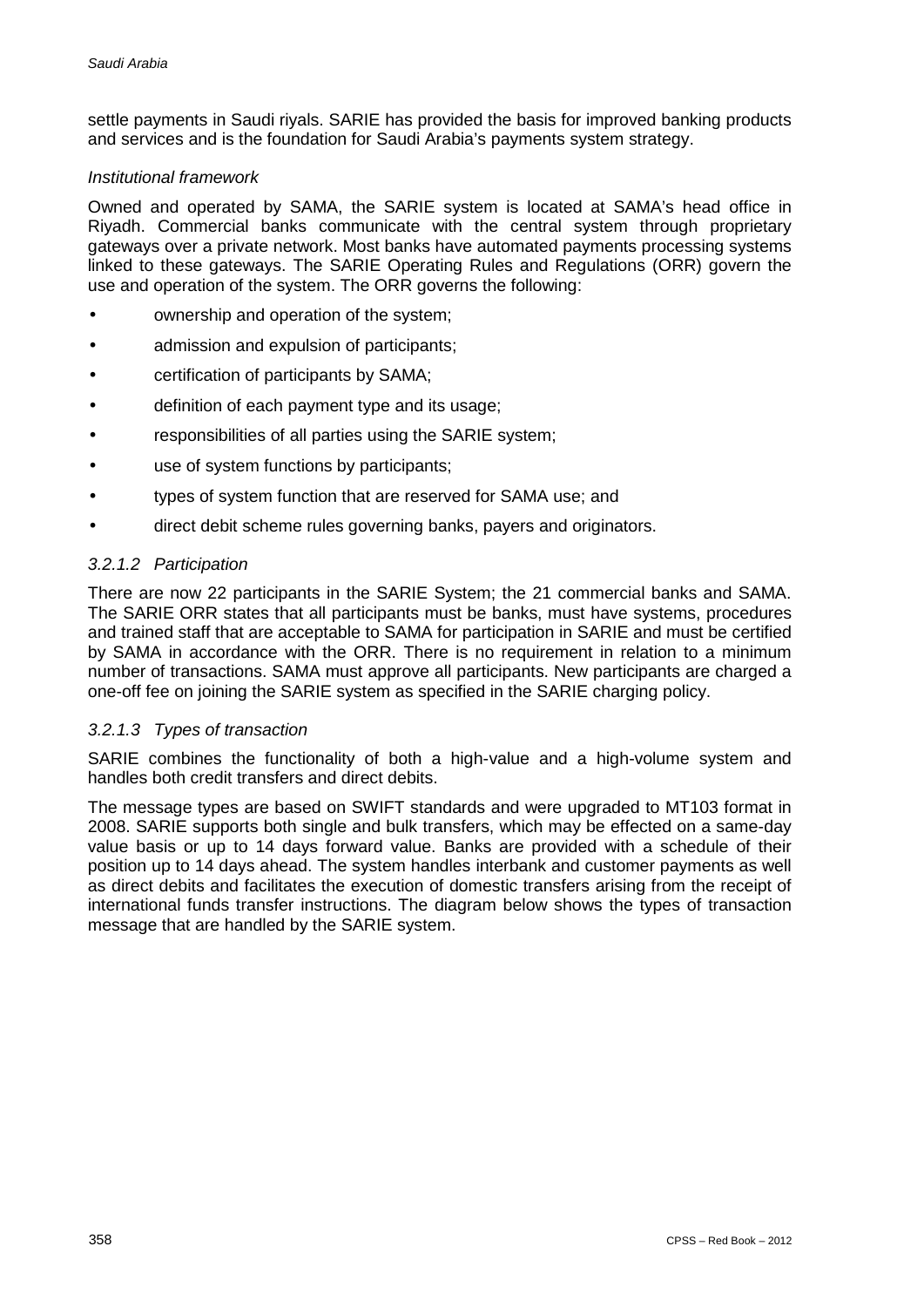settle payments in Saudi riyals. SARIE has provided the basis for improved banking products and services and is the foundation for Saudi Arabia's payments system strategy.

*Institutional framework*

Owned and operated by SAMA, the SARIE system is located at SAMA's head office in Riyadh. Commercial banks communicate with the central system through proprietary gateways over a private network. Most banks have automated payments processing systems linked to these gateways. The SARIE Operating Rules and Regulations (ORR) govern the use and operation of the system. The ORR governs the following:

- ownership and operation of the system;
- admission and expulsion of participants;
- certification of participants by SAMA;
- definition of each payment type and its usage;
- responsibilities of all parties using the SARIE system;
- use of system functions by participants;
- types of system function that are reserved for SAMA use; and
- direct debit scheme rules governing banks, payers and originators.

### *3.2.1.2 Participation*

There are now 22 participants in the SARIE System; the 21 commercial banks and SAMA. The SARIE ORR states that all participants must be banks, must have systems, procedures and trained staff that are acceptable to SAMA for participation in SARIE and must be certified by SAMA in accordance with the ORR. There is no requirement in relation to a minimum number of transactions. SAMA must approve all participants. New participants are charged a one-off fee on joining the SARIE system as specified in the SARIE charging policy.

### *3.2.1.3 Types of transaction*

SARIE combines the functionality of both a high-value and a high-volume system and handles both credit transfers and direct debits.

The message types are based on SWIFT standards and were upgraded to MT103 format in 2008. SARIE supports both single and bulk transfers, which may be effected on a same-day value basis or up to 14 days forward value. Banks are provided with a schedule of their position up to 14 days ahead. The system handles interbank and customer payments as well as direct debits and facilitates the execution of domestic transfers arising from the receipt of international funds transfer instructions. The diagram below shows the types of transaction message that are handled by the SARIE system.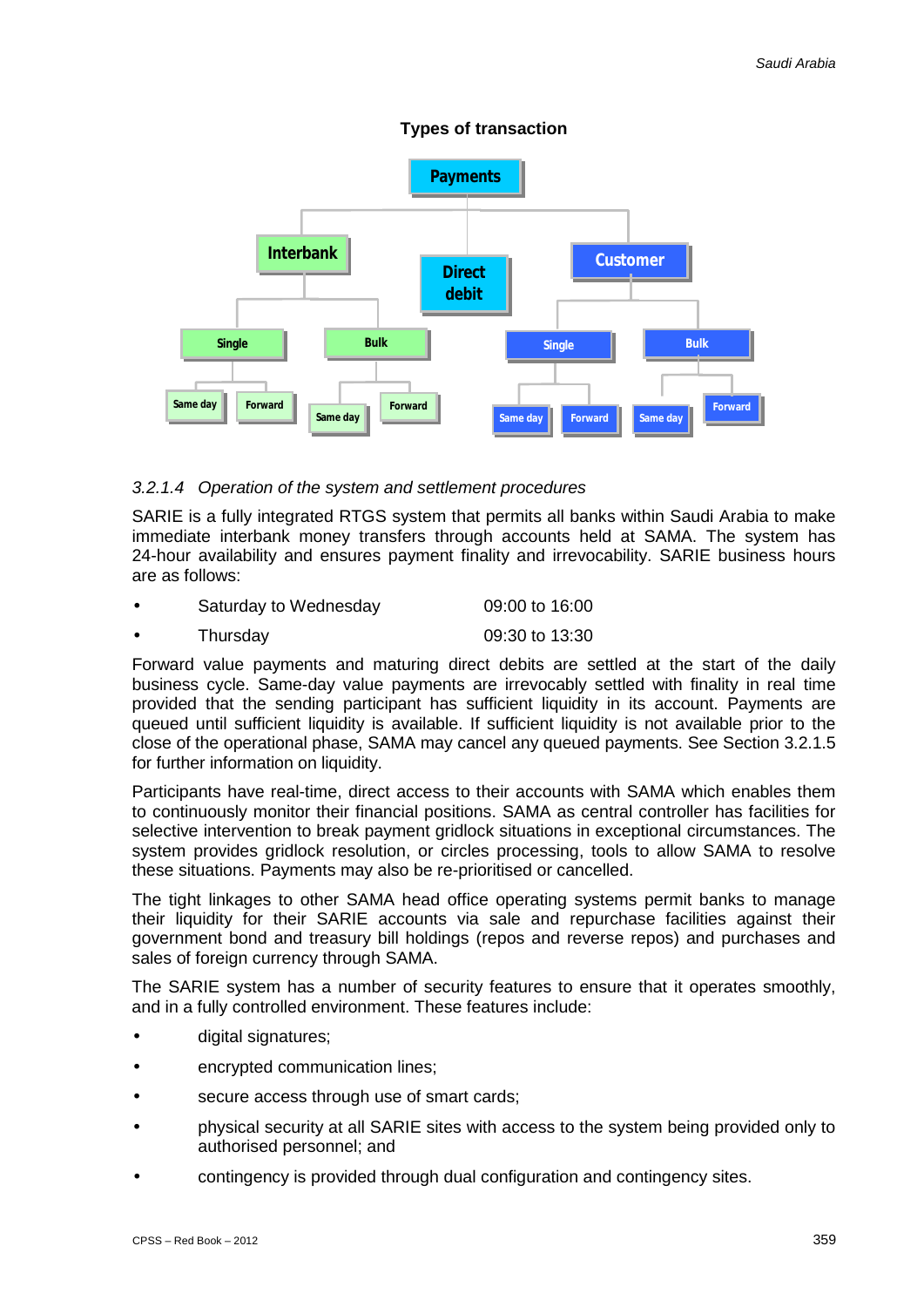**Types of transaction**

- Payments
  - Interbank
    - Single
      - Same day
      - Forward
    - Bulk
      - Same day
      - Forward
  - Direct debit
  - Customer
    - Single
      - Same day
      - Forward
    - Bulk
      - Same day
      - Forward

#### *3.2.1.4 Operation of the system and settlement procedures*

SARIE is a fully integrated RTGS system that permits all banks within Saudi Arabia to make immediate interbank money transfers through accounts held at SAMA. The system has 24-hour availability and ensures payment finality and irrevocability. SARIE business hours are as follows:

- Saturday to Wednesday 09:00 to 16:00
- Thursday 09:30 to 13:30

Forward value payments and maturing direct debits are settled at the start of the daily business cycle. Same-day value payments are irrevocably settled with finality in real time provided that the sending participant has sufficient liquidity in its account. Payments are queued until sufficient liquidity is available. If sufficient liquidity is not available prior to the close of the operational phase, SAMA may cancel any queued payments. See Section 3.2.1.5 for further information on liquidity.

Participants have real-time, direct access to their accounts with SAMA which enables them to continuously monitor their financial positions. SAMA as central controller has facilities for selective intervention to break payment gridlock situations in exceptional circumstances. The system provides gridlock resolution, or circles processing, tools to allow SAMA to resolve these situations. Payments may also be re-prioritised or cancelled.

The tight linkages to other SAMA head office operating systems permit banks to manage their liquidity for their SARIE accounts via sale and repurchase facilities against their government bond and treasury bill holdings (repos and reverse repos) and purchases and sales of foreign currency through SAMA.

The SARIE system has a number of security features to ensure that it operates smoothly, and in a fully controlled environment. These features include:

- digital signatures;
- encrypted communication lines;
- secure access through use of smart cards;
- physical security at all SARIE sites with access to the system being provided only to authorised personnel; and
- contingency is provided through dual configuration and contingency sites.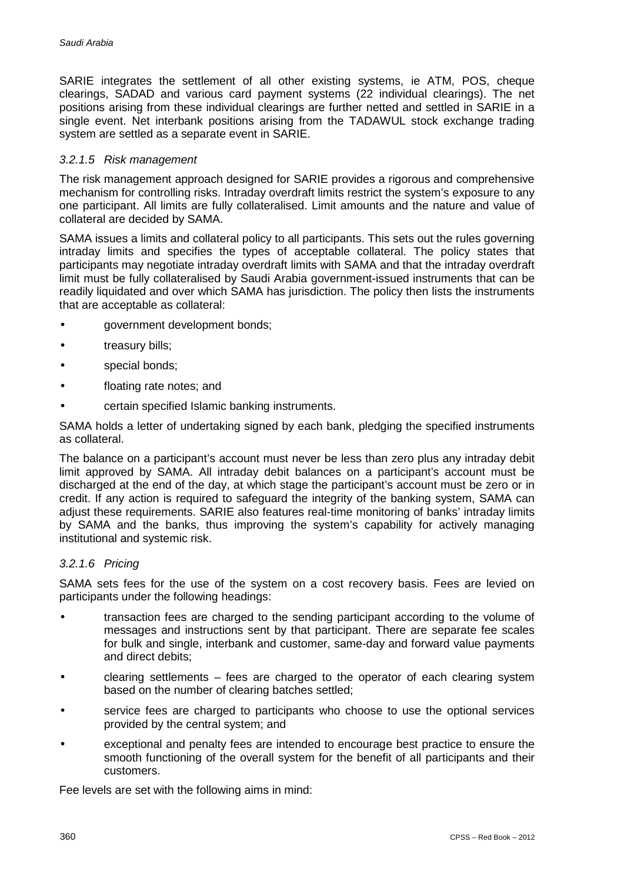SARIE integrates the settlement of all other existing systems, ie ATM, POS, cheque clearings, SADAD and various card payment systems (22 individual clearings). The net positions arising from these individual clearings are further netted and settled in SARIE in a single event. Net interbank positions arising from the TADAWUL stock exchange trading system are settled as a separate event in SARIE.

### *3.2.1.5 Risk management*

The risk management approach designed for SARIE provides a rigorous and comprehensive mechanism for controlling risks. Intraday overdraft limits restrict the system's exposure to any one participant. All limits are fully collateralised. Limit amounts and the nature and value of collateral are decided by SAMA.

SAMA issues a limits and collateral policy to all participants. This sets out the rules governing intraday limits and specifies the types of acceptable collateral. The policy states that participants may negotiate intraday overdraft limits with SAMA and that the intraday overdraft limit must be fully collateralised by Saudi Arabia government-issued instruments that can be readily liquidated and over which SAMA has jurisdiction. The policy then lists the instruments that are acceptable as collateral:

- government development bonds;
- treasury bills;
- special bonds;
- floating rate notes; and
- certain specified Islamic banking instruments.

SAMA holds a letter of undertaking signed by each bank, pledging the specified instruments as collateral.

The balance on a participant's account must never be less than zero plus any intraday debit limit approved by SAMA. All intraday debit balances on a participant's account must be discharged at the end of the day, at which stage the participant's account must be zero or in credit. If any action is required to safeguard the integrity of the banking system, SAMA can adjust these requirements. SARIE also features real-time monitoring of banks' intraday limits by SAMA and the banks, thus improving the system's capability for actively managing institutional and systemic risk.

### *3.2.1.6 Pricing*

SAMA sets fees for the use of the system on a cost recovery basis. Fees are levied on participants under the following headings:

- transaction fees are charged to the sending participant according to the volume of messages and instructions sent by that participant. There are separate fee scales for bulk and single, interbank and customer, same-day and forward value payments and direct debits;
- clearing settlements – fees are charged to the operator of each clearing system based on the number of clearing batches settled;
- service fees are charged to participants who choose to use the optional services provided by the central system; and
- exceptional and penalty fees are intended to encourage best practice to ensure the smooth functioning of the overall system for the benefit of all participants and their customers.

Fee levels are set with the following aims in mind: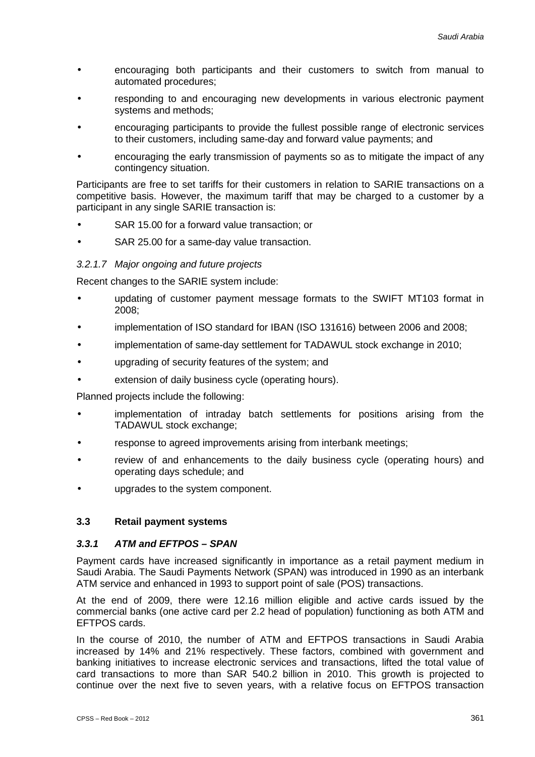- encouraging both participants and their customers to switch from manual to automated procedures;
- responding to and encouraging new developments in various electronic payment systems and methods;
- encouraging participants to provide the fullest possible range of electronic services to their customers, including same-day and forward value payments; and
- encouraging the early transmission of payments so as to mitigate the impact of any contingency situation.

Participants are free to set tariffs for their customers in relation to SARIE transactions on a competitive basis. However, the maximum tariff that may be charged to a customer by a participant in any single SARIE transaction is:

- SAR 15.00 for a forward value transaction; or
- SAR 25.00 for a same-day value transaction.

#### *3.2.1.7 Major ongoing and future projects*

Recent changes to the SARIE system include:

- updating of customer payment message formats to the SWIFT MT103 format in 2008;
- implementation of ISO standard for IBAN (ISO 131616) between 2006 and 2008;
- implementation of same-day settlement for TADAWUL stock exchange in 2010;
- upgrading of security features of the system; and
- extension of daily business cycle (operating hours).

Planned projects include the following:

- implementation of intraday batch settlements for positions arising from the TADAWUL stock exchange;
- response to agreed improvements arising from interbank meetings;
- review of and enhancements to the daily business cycle (operating hours) and operating days schedule; and
- upgrades to the system component.

## 3.3 Retail payment systems

### *3.3.1 ATM and EFTPOS – SPAN*

Payment cards have increased significantly in importance as a retail payment medium in Saudi Arabia. The Saudi Payments Network (SPAN) was introduced in 1990 as an interbank ATM service and enhanced in 1993 to support point of sale (POS) transactions.

At the end of 2009, there were 12.16 million eligible and active cards issued by the commercial banks (one active card per 2.2 head of population) functioning as both ATM and EFTPOS cards.

In the course of 2010, the number of ATM and EFTPOS transactions in Saudi Arabia increased by 14% and 21% respectively. These factors, combined with government and banking initiatives to increase electronic services and transactions, lifted the total value of card transactions to more than SAR 540.2 billion in 2010. This growth is projected to continue over the next five to seven years, with a relative focus on EFTPOS transaction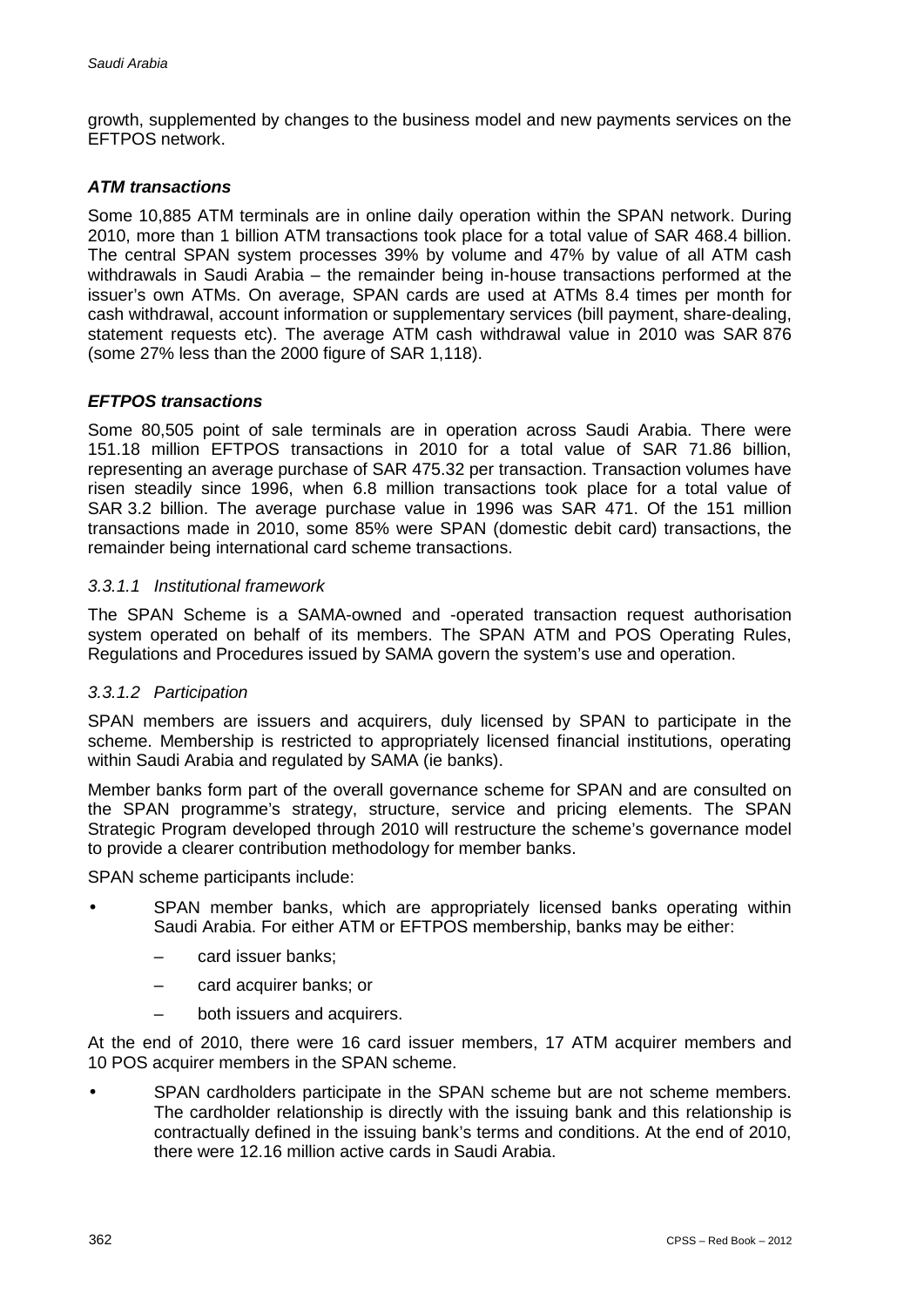growth, supplemented by changes to the business model and new payments services on the EFTPOS network.

#### *ATM transactions*

Some 10,885 ATM terminals are in online daily operation within the SPAN network. During 2010, more than 1 billion ATM transactions took place for a total value of SAR 468.4 billion. The central SPAN system processes 39% by volume and 47% by value of all ATM cash withdrawals in Saudi Arabia – the remainder being in-house transactions performed at the issuer's own ATMs. On average, SPAN cards are used at ATMs 8.4 times per month for cash withdrawal, account information or supplementary services (bill payment, share-dealing, statement requests etc). The average ATM cash withdrawal value in 2010 was SAR 876 (some 27% less than the 2000 figure of SAR 1,118).

#### *EFTPOS transactions*

Some 80,505 point of sale terminals are in operation across Saudi Arabia. There were 151.18 million EFTPOS transactions in 2010 for a total value of SAR 71.86 billion, representing an average purchase of SAR 475.32 per transaction. Transaction volumes have risen steadily since 1996, when 6.8 million transactions took place for a total value of SAR 3.2 billion. The average purchase value in 1996 was SAR 471. Of the 151 million transactions made in 2010, some 85% were SPAN (domestic debit card) transactions, the remainder being international card scheme transactions.

##### *3.3.1.1 Institutional framework*

The SPAN Scheme is a SAMA-owned and -operated transaction request authorisation system operated on behalf of its members. The SPAN ATM and POS Operating Rules, Regulations and Procedures issued by SAMA govern the system's use and operation.

##### *3.3.1.2 Participation*

SPAN members are issuers and acquirers, duly licensed by SPAN to participate in the scheme. Membership is restricted to appropriately licensed financial institutions, operating within Saudi Arabia and regulated by SAMA (ie banks).

Member banks form part of the overall governance scheme for SPAN and are consulted on the SPAN programme's strategy, structure, service and pricing elements. The SPAN Strategic Program developed through 2010 will restructure the scheme's governance model to provide a clearer contribution methodology for member banks.

SPAN scheme participants include:

- SPAN member banks, which are appropriately licensed banks operating within Saudi Arabia. For either ATM or EFTPOS membership, banks may be either:
  - card issuer banks;
  - card acquirer banks; or
  - both issuers and acquirers.

At the end of 2010, there were 16 card issuer members, 17 ATM acquirer members and 10 POS acquirer members in the SPAN scheme.

- SPAN cardholders participate in the SPAN scheme but are not scheme members. The cardholder relationship is directly with the issuing bank and this relationship is contractually defined in the issuing bank's terms and conditions. At the end of 2010, there were 12.16 million active cards in Saudi Arabia.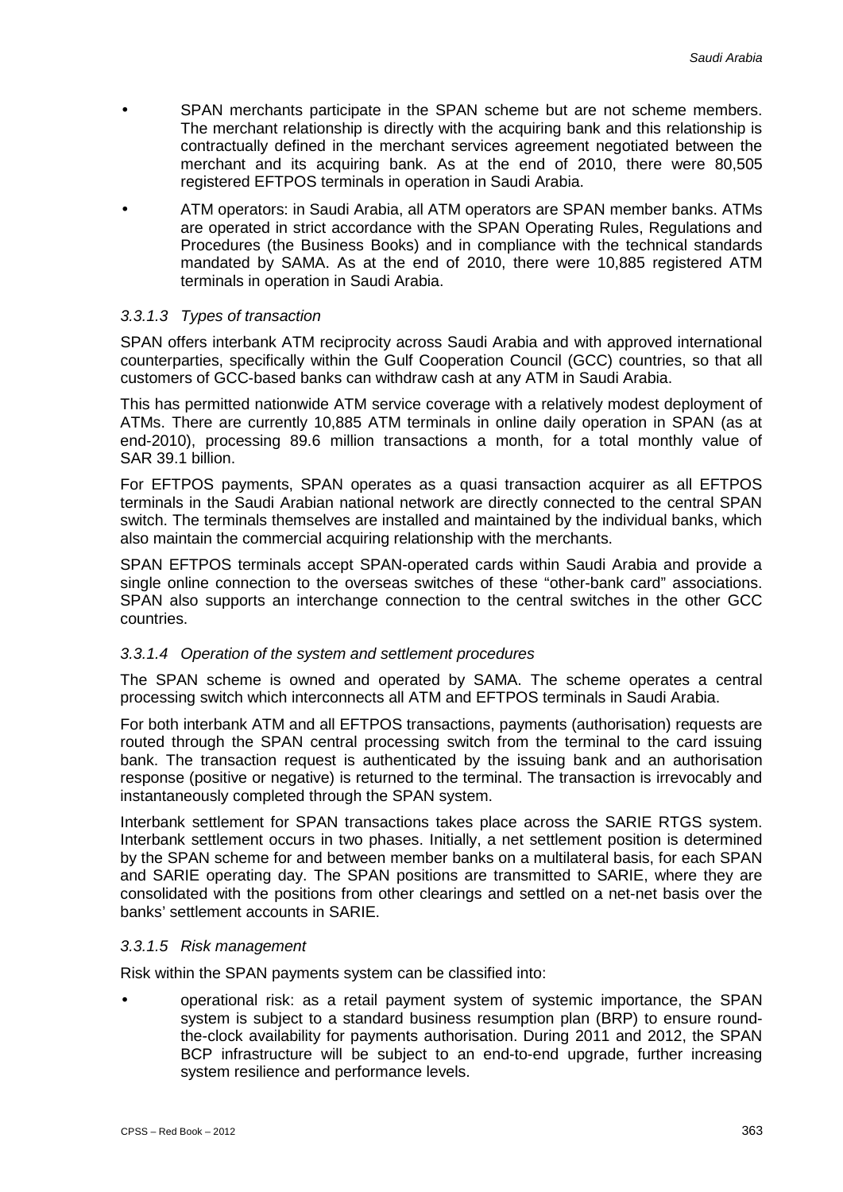- SPAN merchants participate in the SPAN scheme but are not scheme members. The merchant relationship is directly with the acquiring bank and this relationship is contractually defined in the merchant services agreement negotiated between the merchant and its acquiring bank. As at the end of 2010, there were 80,505 registered EFTPOS terminals in operation in Saudi Arabia.
- ATM operators: in Saudi Arabia, all ATM operators are SPAN member banks. ATMs are operated in strict accordance with the SPAN Operating Rules, Regulations and Procedures (the Business Books) and in compliance with the technical standards mandated by SAMA. As at the end of 2010, there were 10,885 registered ATM terminals in operation in Saudi Arabia.

#### *3.3.1.3 Types of transaction*

SPAN offers interbank ATM reciprocity across Saudi Arabia and with approved international counterparties, specifically within the Gulf Cooperation Council (GCC) countries, so that all customers of GCC-based banks can withdraw cash at any ATM in Saudi Arabia.

This has permitted nationwide ATM service coverage with a relatively modest deployment of ATMs. There are currently 10,885 ATM terminals in online daily operation in SPAN (as at end-2010), processing 89.6 million transactions a month, for a total monthly value of SAR 39.1 billion.

For EFTPOS payments, SPAN operates as a quasi transaction acquirer as all EFTPOS terminals in the Saudi Arabian national network are directly connected to the central SPAN switch. The terminals themselves are installed and maintained by the individual banks, which also maintain the commercial acquiring relationship with the merchants.

SPAN EFTPOS terminals accept SPAN-operated cards within Saudi Arabia and provide a single online connection to the overseas switches of these "other-bank card" associations. SPAN also supports an interchange connection to the central switches in the other GCC countries.

#### *3.3.1.4 Operation of the system and settlement procedures*

The SPAN scheme is owned and operated by SAMA. The scheme operates a central processing switch which interconnects all ATM and EFTPOS terminals in Saudi Arabia.

For both interbank ATM and all EFTPOS transactions, payments (authorisation) requests are routed through the SPAN central processing switch from the terminal to the card issuing bank. The transaction request is authenticated by the issuing bank and an authorisation response (positive or negative) is returned to the terminal. The transaction is irrevocably and instantaneously completed through the SPAN system.

Interbank settlement for SPAN transactions takes place across the SARIE RTGS system. Interbank settlement occurs in two phases. Initially, a net settlement position is determined by the SPAN scheme for and between member banks on a multilateral basis, for each SPAN and SARIE operating day. The SPAN positions are transmitted to SARIE, where they are consolidated with the positions from other clearings and settled on a net-net basis over the banks' settlement accounts in SARIE.

#### *3.3.1.5 Risk management*

Risk within the SPAN payments system can be classified into:

- operational risk: as a retail payment system of systemic importance, the SPAN system is subject to a standard business resumption plan (BRP) to ensure round-the-clock availability for payments authorisation. During 2011 and 2012, the SPAN BCP infrastructure will be subject to an end-to-end upgrade, further increasing system resilience and performance levels.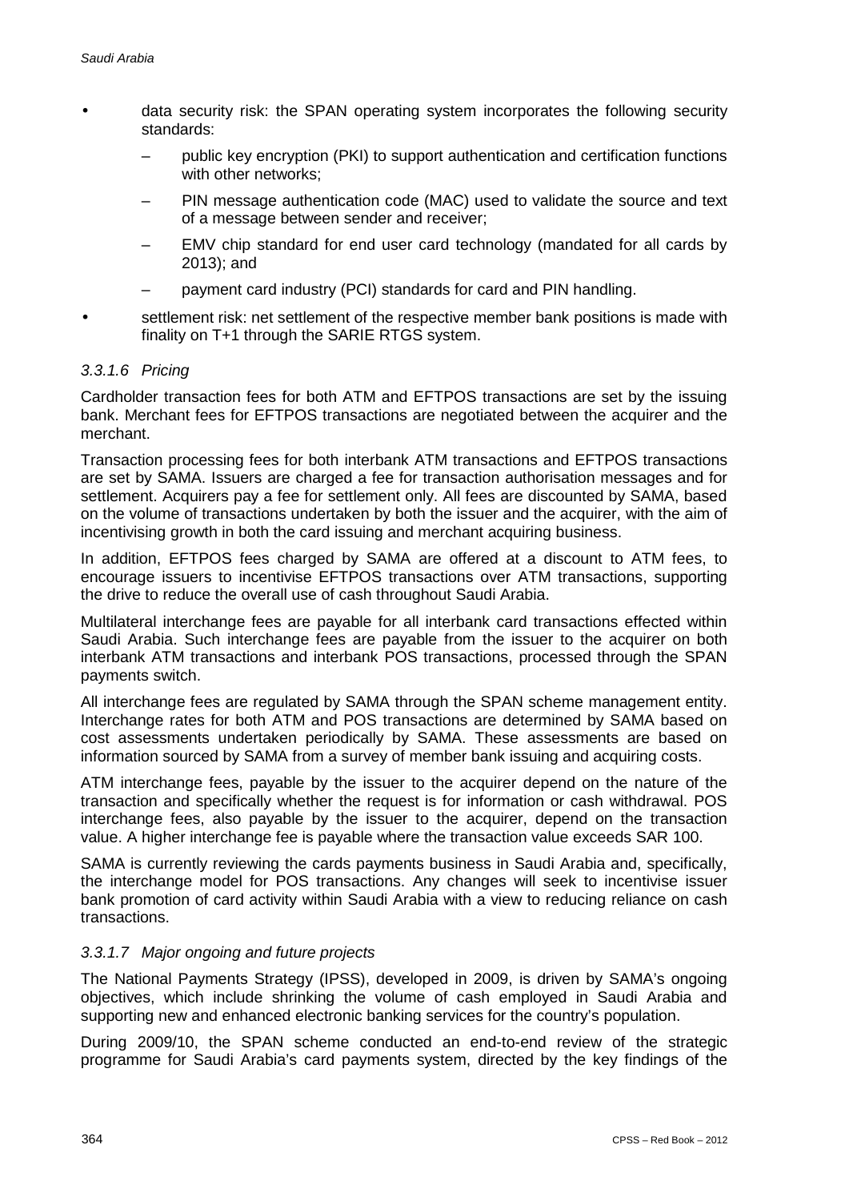- data security risk: the SPAN operating system incorporates the following security standards:
  - public key encryption (PKI) to support authentication and certification functions with other networks;
  - PIN message authentication code (MAC) used to validate the source and text of a message between sender and receiver;
  - EMV chip standard for end user card technology (mandated for all cards by 2013); and
  - payment card industry (PCI) standards for card and PIN handling.
- settlement risk: net settlement of the respective member bank positions is made with finality on T+1 through the SARIE RTGS system.

#### *3.3.1.6 Pricing*

Cardholder transaction fees for both ATM and EFTPOS transactions are set by the issuing bank. Merchant fees for EFTPOS transactions are negotiated between the acquirer and the merchant.

Transaction processing fees for both interbank ATM transactions and EFTPOS transactions are set by SAMA. Issuers are charged a fee for transaction authorisation messages and for settlement. Acquirers pay a fee for settlement only. All fees are discounted by SAMA, based on the volume of transactions undertaken by both the issuer and the acquirer, with the aim of incentivising growth in both the card issuing and merchant acquiring business.

In addition, EFTPOS fees charged by SAMA are offered at a discount to ATM fees, to encourage issuers to incentivise EFTPOS transactions over ATM transactions, supporting the drive to reduce the overall use of cash throughout Saudi Arabia.

Multilateral interchange fees are payable for all interbank card transactions effected within Saudi Arabia. Such interchange fees are payable from the issuer to the acquirer on both interbank ATM transactions and interbank POS transactions, processed through the SPAN payments switch.

All interchange fees are regulated by SAMA through the SPAN scheme management entity. Interchange rates for both ATM and POS transactions are determined by SAMA based on cost assessments undertaken periodically by SAMA. These assessments are based on information sourced by SAMA from a survey of member bank issuing and acquiring costs.

ATM interchange fees, payable by the issuer to the acquirer depend on the nature of the transaction and specifically whether the request is for information or cash withdrawal. POS interchange fees, also payable by the issuer to the acquirer, depend on the transaction value. A higher interchange fee is payable where the transaction value exceeds SAR 100.

SAMA is currently reviewing the cards payments business in Saudi Arabia and, specifically, the interchange model for POS transactions. Any changes will seek to incentivise issuer bank promotion of card activity within Saudi Arabia with a view to reducing reliance on cash transactions.

#### *3.3.1.7 Major ongoing and future projects*

The National Payments Strategy (IPSS), developed in 2009, is driven by SAMA's ongoing objectives, which include shrinking the volume of cash employed in Saudi Arabia and supporting new and enhanced electronic banking services for the country's population.

During 2009/10, the SPAN scheme conducted an end-to-end review of the strategic programme for Saudi Arabia's card payments system, directed by the key findings of the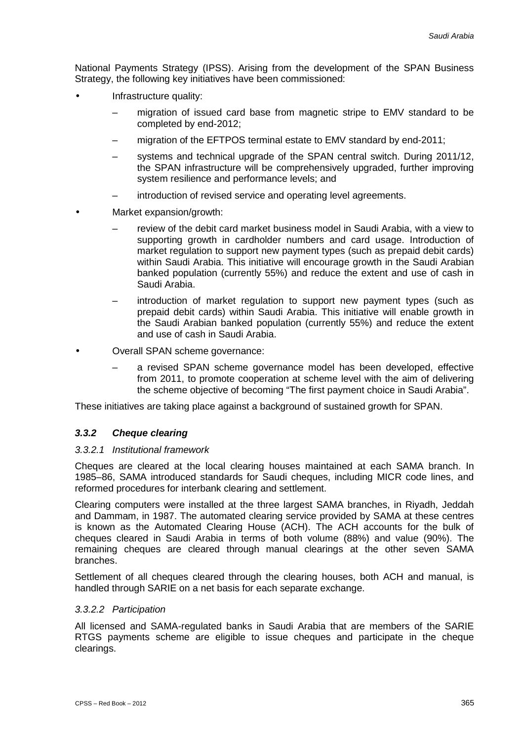National Payments Strategy (IPSS). Arising from the development of the SPAN Business Strategy, the following key initiatives have been commissioned:

- Infrastructure quality:
  - migration of issued card base from magnetic stripe to EMV standard to be completed by end-2012;
  - migration of the EFTPOS terminal estate to EMV standard by end-2011;
  - systems and technical upgrade of the SPAN central switch. During 2011/12, the SPAN infrastructure will be comprehensively upgraded, further improving system resilience and performance levels; and
  - introduction of revised service and operating level agreements.
- Market expansion/growth:
  - review of the debit card market business model in Saudi Arabia, with a view to supporting growth in cardholder numbers and card usage. Introduction of market regulation to support new payment types (such as prepaid debit cards) within Saudi Arabia. This initiative will encourage growth in the Saudi Arabian banked population (currently 55%) and reduce the extent and use of cash in Saudi Arabia.
  - introduction of market regulation to support new payment types (such as prepaid debit cards) within Saudi Arabia. This initiative will enable growth in the Saudi Arabian banked population (currently 55%) and reduce the extent and use of cash in Saudi Arabia.
- Overall SPAN scheme governance:
  - a revised SPAN scheme governance model has been developed, effective from 2011, to promote cooperation at scheme level with the aim of delivering the scheme objective of becoming "The first payment choice in Saudi Arabia".

These initiatives are taking place against a background of sustained growth for SPAN.

### *3.3.2 Cheque clearing*

#### *3.3.2.1 Institutional framework*

Cheques are cleared at the local clearing houses maintained at each SAMA branch. In 1985–86, SAMA introduced standards for Saudi cheques, including MICR code lines, and reformed procedures for interbank clearing and settlement.

Clearing computers were installed at the three largest SAMA branches, in Riyadh, Jeddah and Dammam, in 1987. The automated clearing service provided by SAMA at these centres is known as the Automated Clearing House (ACH). The ACH accounts for the bulk of cheques cleared in Saudi Arabia in terms of both volume (88%) and value (90%). The remaining cheques are cleared through manual clearings at the other seven SAMA branches.

Settlement of all cheques cleared through the clearing houses, both ACH and manual, is handled through SARIE on a net basis for each separate exchange.

#### *3.3.2.2 Participation*

All licensed and SAMA-regulated banks in Saudi Arabia that are members of the SARIE RTGS payments scheme are eligible to issue cheques and participate in the cheque clearings.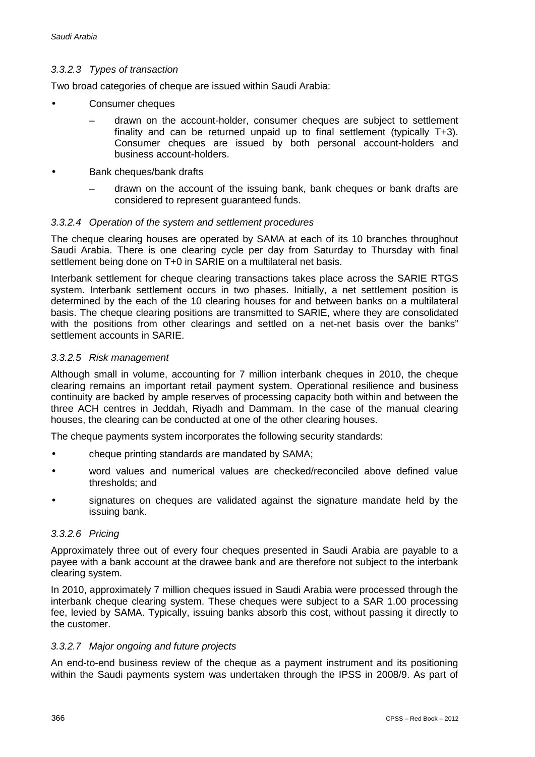#### *3.3.2.3 Types of transaction*

Two broad categories of cheque are issued within Saudi Arabia:

- Consumer cheques
  - drawn on the account-holder, consumer cheques are subject to settlement finality and can be returned unpaid up to final settlement (typically T+3). Consumer cheques are issued by both personal account-holders and business account-holders.
- Bank cheques/bank drafts
  - drawn on the account of the issuing bank, bank cheques or bank drafts are considered to represent guaranteed funds.

#### *3.3.2.4 Operation of the system and settlement procedures*

The cheque clearing houses are operated by SAMA at each of its 10 branches throughout Saudi Arabia. There is one clearing cycle per day from Saturday to Thursday with final settlement being done on T+0 in SARIE on a multilateral net basis.

Interbank settlement for cheque clearing transactions takes place across the SARIE RTGS system. Interbank settlement occurs in two phases. Initially, a net settlement position is determined by the each of the 10 clearing houses for and between banks on a multilateral basis. The cheque clearing positions are transmitted to SARIE, where they are consolidated with the positions from other clearings and settled on a net-net basis over the banks" settlement accounts in SARIE.

#### *3.3.2.5 Risk management*

Although small in volume, accounting for 7 million interbank cheques in 2010, the cheque clearing remains an important retail payment system. Operational resilience and business continuity are backed by ample reserves of processing capacity both within and between the three ACH centres in Jeddah, Riyadh and Dammam. In the case of the manual clearing houses, the clearing can be conducted at one of the other clearing houses.

The cheque payments system incorporates the following security standards:

- cheque printing standards are mandated by SAMA;
- word values and numerical values are checked/reconciled above defined value thresholds; and
- signatures on cheques are validated against the signature mandate held by the issuing bank.

#### *3.3.2.6 Pricing*

Approximately three out of every four cheques presented in Saudi Arabia are payable to a payee with a bank account at the drawee bank and are therefore not subject to the interbank clearing system.

In 2010, approximately 7 million cheques issued in Saudi Arabia were processed through the interbank cheque clearing system. These cheques were subject to a SAR 1.00 processing fee, levied by SAMA. Typically, issuing banks absorb this cost, without passing it directly to the customer.

#### *3.3.2.7 Major ongoing and future projects*

An end-to-end business review of the cheque as a payment instrument and its positioning within the Saudi payments system was undertaken through the IPSS in 2008/9. As part of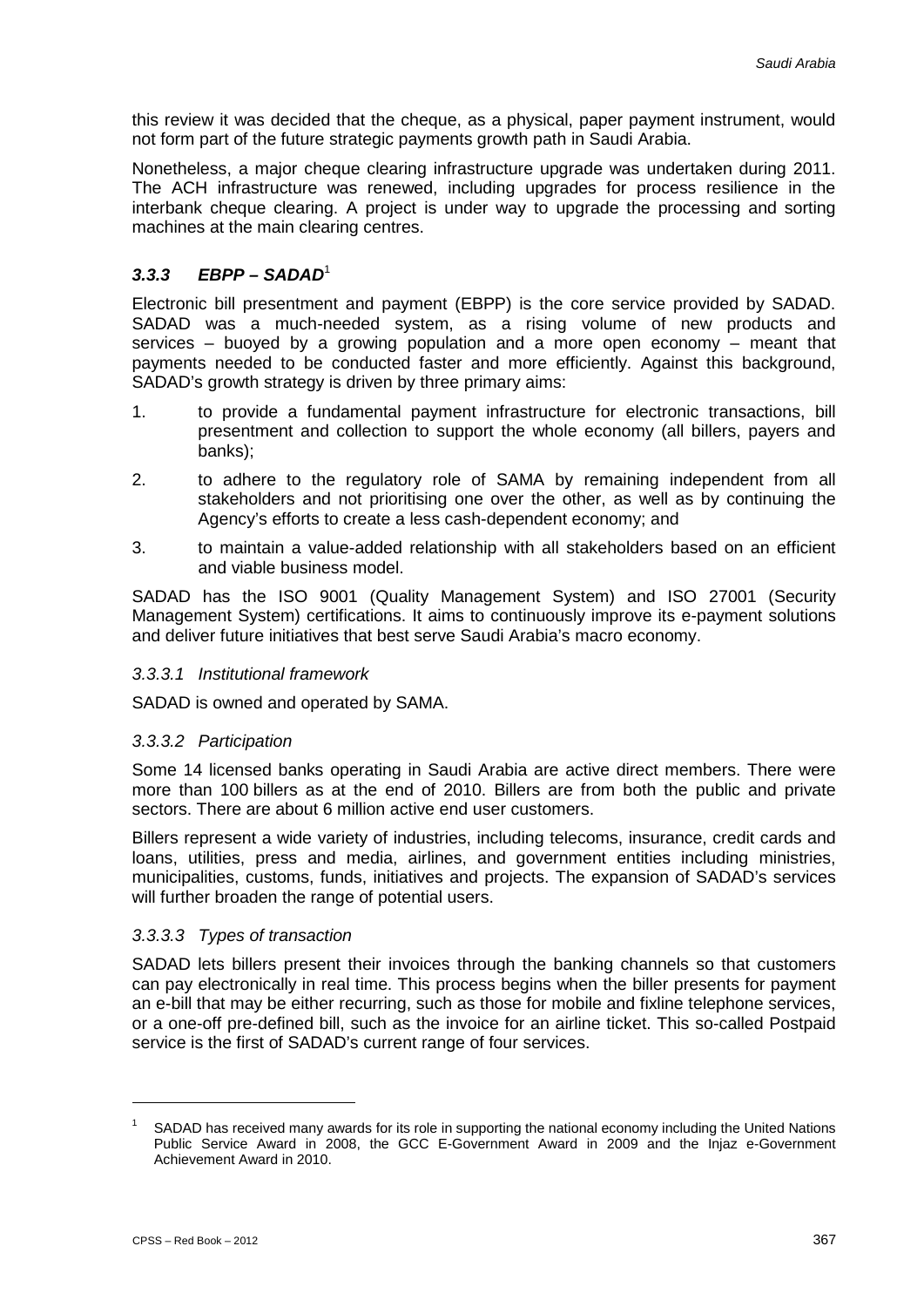this review it was decided that the cheque, as a physical, paper payment instrument, would not form part of the future strategic payments growth path in Saudi Arabia.

Nonetheless, a major cheque clearing infrastructure upgrade was undertaken during 2011. The ACH infrastructure was renewed, including upgrades for process resilience in the interbank cheque clearing. A project is under way to upgrade the processing and sorting machines at the main clearing centres.

### *3.3.3 EBPP – SADAD*[1]

Electronic bill presentment and payment (EBPP) is the core service provided by SADAD. SADAD was a much-needed system, as a rising volume of new products and services – buoyed by a growing population and a more open economy – meant that payments needed to be conducted faster and more efficiently. Against this background, SADAD's growth strategy is driven by three primary aims:

1. to provide a fundamental payment infrastructure for electronic transactions, bill presentment and collection to support the whole economy (all billers, payers and banks);
2. to adhere to the regulatory role of SAMA by remaining independent from all stakeholders and not prioritising one over the other, as well as by continuing the Agency's efforts to create a less cash-dependent economy; and
3. to maintain a value-added relationship with all stakeholders based on an efficient and viable business model.

SADAD has the ISO 9001 (Quality Management System) and ISO 27001 (Security Management System) certifications. It aims to continuously improve its e-payment solutions and deliver future initiatives that best serve Saudi Arabia's macro economy.

#### *3.3.3.1 Institutional framework*

SADAD is owned and operated by SAMA.

#### *3.3.3.2 Participation*

Some 14 licensed banks operating in Saudi Arabia are active direct members. There were more than 100 billers as at the end of 2010. Billers are from both the public and private sectors. There are about 6 million active end user customers.

Billers represent a wide variety of industries, including telecoms, insurance, credit cards and loans, utilities, press and media, airlines, and government entities including ministries, municipalities, customs, funds, initiatives and projects. The expansion of SADAD's services will further broaden the range of potential users.

#### *3.3.3.3 Types of transaction*

SADAD lets billers present their invoices through the banking channels so that customers can pay electronically in real time. This process begins when the biller presents for payment an e-bill that may be either recurring, such as those for mobile and fixline telephone services, or a one-off pre-defined bill, such as the invoice for an airline ticket. This so-called Postpaid service is the first of SADAD's current range of four services.

---

[1] SADAD has received many awards for its role in supporting the national economy including the United Nations Public Service Award in 2008, the GCC E-Government Award in 2009 and the Injaz e-Government Achievement Award in 2010.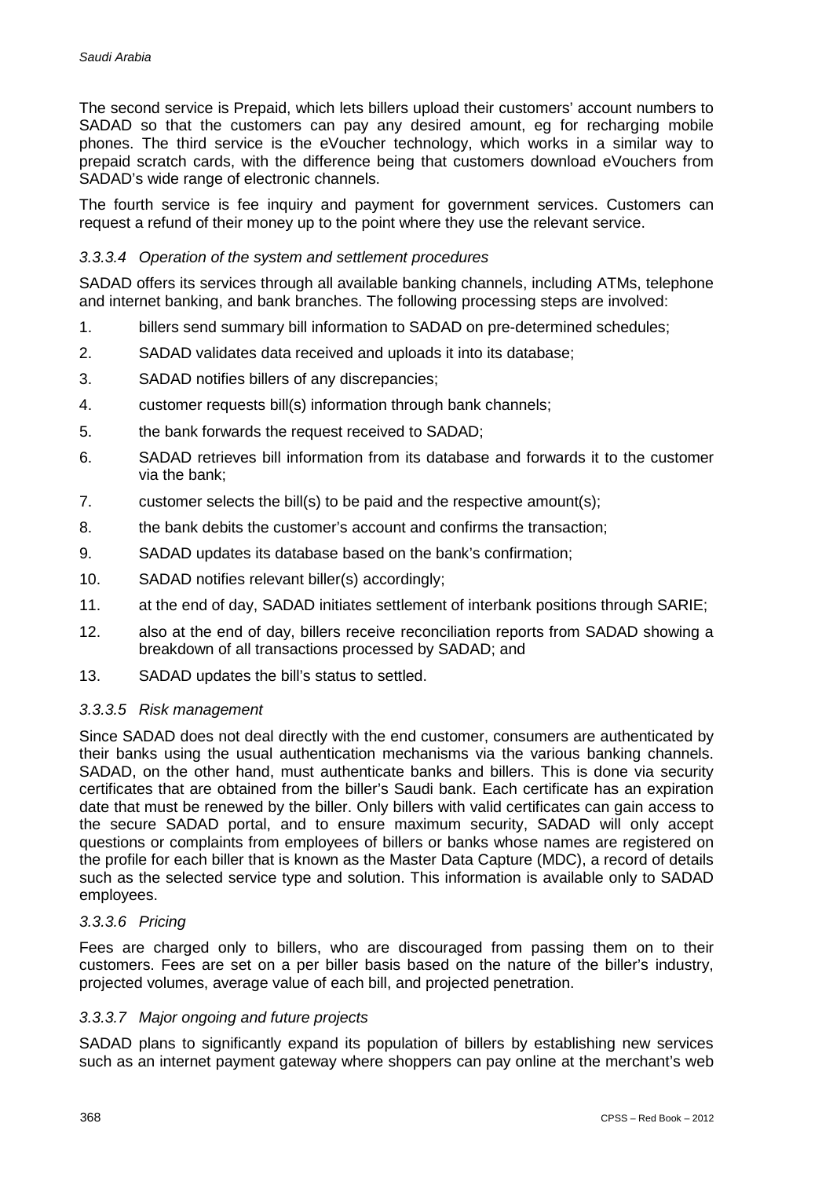The second service is Prepaid, which lets billers upload their customers' account numbers to SADAD so that the customers can pay any desired amount, eg for recharging mobile phones. The third service is the eVoucher technology, which works in a similar way to prepaid scratch cards, with the difference being that customers download eVouchers from SADAD's wide range of electronic channels.

The fourth service is fee inquiry and payment for government services. Customers can request a refund of their money up to the point where they use the relevant service.

#### *3.3.3.4 Operation of the system and settlement procedures*

SADAD offers its services through all available banking channels, including ATMs, telephone and internet banking, and bank branches. The following processing steps are involved:

1. billers send summary bill information to SADAD on pre-determined schedules;
2. SADAD validates data received and uploads it into its database;
3. SADAD notifies billers of any discrepancies;
4. customer requests bill(s) information through bank channels;
5. the bank forwards the request received to SADAD;
6. SADAD retrieves bill information from its database and forwards it to the customer via the bank;
7. customer selects the bill(s) to be paid and the respective amount(s);
8. the bank debits the customer's account and confirms the transaction;
9. SADAD updates its database based on the bank's confirmation;
10. SADAD notifies relevant biller(s) accordingly;
11. at the end of day, SADAD initiates settlement of interbank positions through SARIE;
12. also at the end of day, billers receive reconciliation reports from SADAD showing a breakdown of all transactions processed by SADAD; and
13. SADAD updates the bill's status to settled.

#### *3.3.3.5 Risk management*

Since SADAD does not deal directly with the end customer, consumers are authenticated by their banks using the usual authentication mechanisms via the various banking channels. SADAD, on the other hand, must authenticate banks and billers. This is done via security certificates that are obtained from the biller's Saudi bank. Each certificate has an expiration date that must be renewed by the biller. Only billers with valid certificates can gain access to the secure SADAD portal, and to ensure maximum security, SADAD will only accept questions or complaints from employees of billers or banks whose names are registered on the profile for each biller that is known as the Master Data Capture (MDC), a record of details such as the selected service type and solution. This information is available only to SADAD employees.

#### *3.3.3.6 Pricing*

Fees are charged only to billers, who are discouraged from passing them on to their customers. Fees are set on a per biller basis based on the nature of the biller's industry, projected volumes, average value of each bill, and projected penetration.

#### *3.3.3.7 Major ongoing and future projects*

SADAD plans to significantly expand its population of billers by establishing new services such as an internet payment gateway where shoppers can pay online at the merchant's web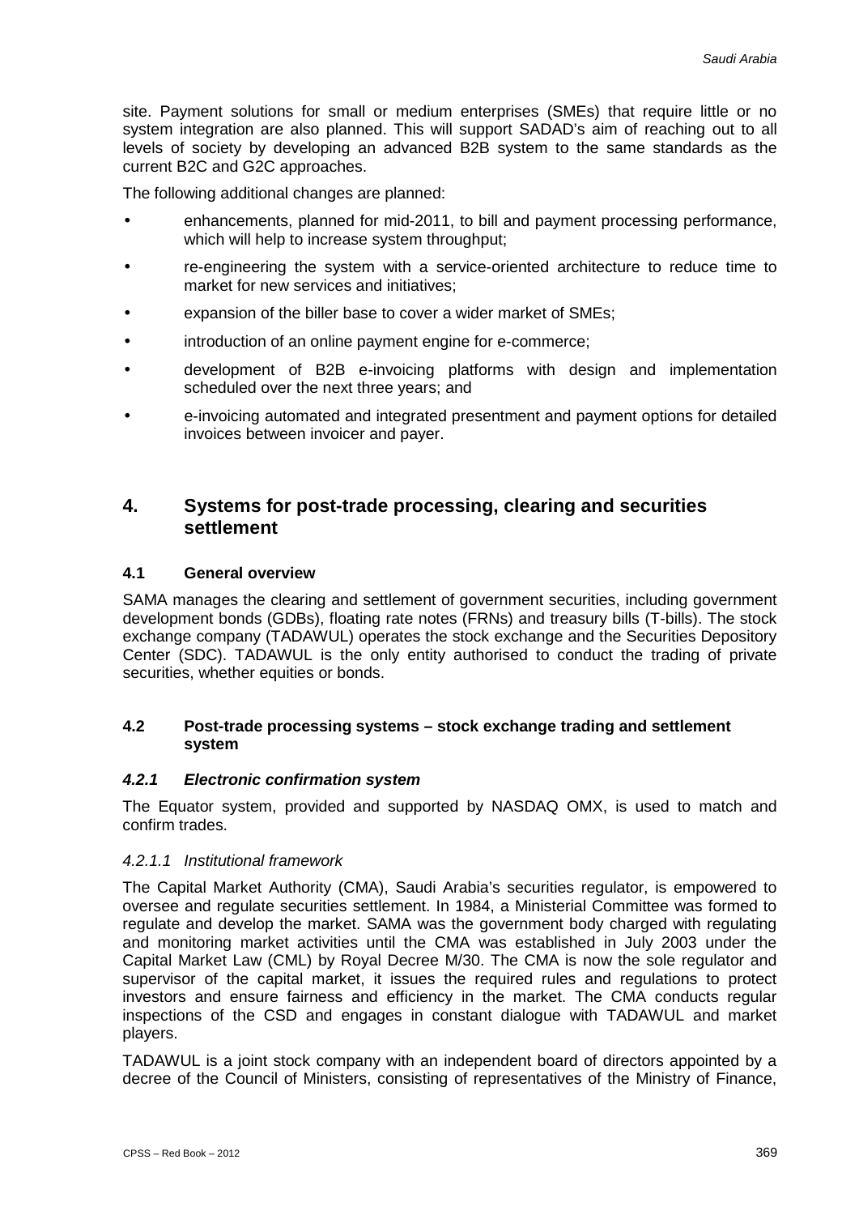site. Payment solutions for small or medium enterprises (SMEs) that require little or no system integration are also planned. This will support SADAD's aim of reaching out to all levels of society by developing an advanced B2B system to the same standards as the current B2C and G2C approaches.

The following additional changes are planned:

- enhancements, planned for mid-2011, to bill and payment processing performance, which will help to increase system throughput;
- re-engineering the system with a service-oriented architecture to reduce time to market for new services and initiatives;
- expansion of the biller base to cover a wider market of SMEs;
- introduction of an online payment engine for e-commerce;
- development of B2B e-invoicing platforms with design and implementation scheduled over the next three years; and
- e-invoicing automated and integrated presentment and payment options for detailed invoices between invoicer and payer.

## 4. Systems for post-trade processing, clearing and securities settlement

### 4.1 General overview

SAMA manages the clearing and settlement of government securities, including government development bonds (GDBs), floating rate notes (FRNs) and treasury bills (T-bills). The stock exchange company (TADAWUL) operates the stock exchange and the Securities Depository Center (SDC). TADAWUL is the only entity authorised to conduct the trading of private securities, whether equities or bonds.

### 4.2 Post-trade processing systems – stock exchange trading and settlement system

#### *4.2.1 Electronic confirmation system*

The Equator system, provided and supported by NASDAQ OMX, is used to match and confirm trades.

##### *4.2.1.1 Institutional framework*

The Capital Market Authority (CMA), Saudi Arabia's securities regulator, is empowered to oversee and regulate securities settlement. In 1984, a Ministerial Committee was formed to regulate and develop the market. SAMA was the government body charged with regulating and monitoring market activities until the CMA was established in July 2003 under the Capital Market Law (CML) by Royal Decree M/30. The CMA is now the sole regulator and supervisor of the capital market, it issues the required rules and regulations to protect investors and ensure fairness and efficiency in the market. The CMA conducts regular inspections of the CSD and engages in constant dialogue with TADAWUL and market players.

TADAWUL is a joint stock company with an independent board of directors appointed by a decree of the Council of Ministers, consisting of representatives of the Ministry of Finance,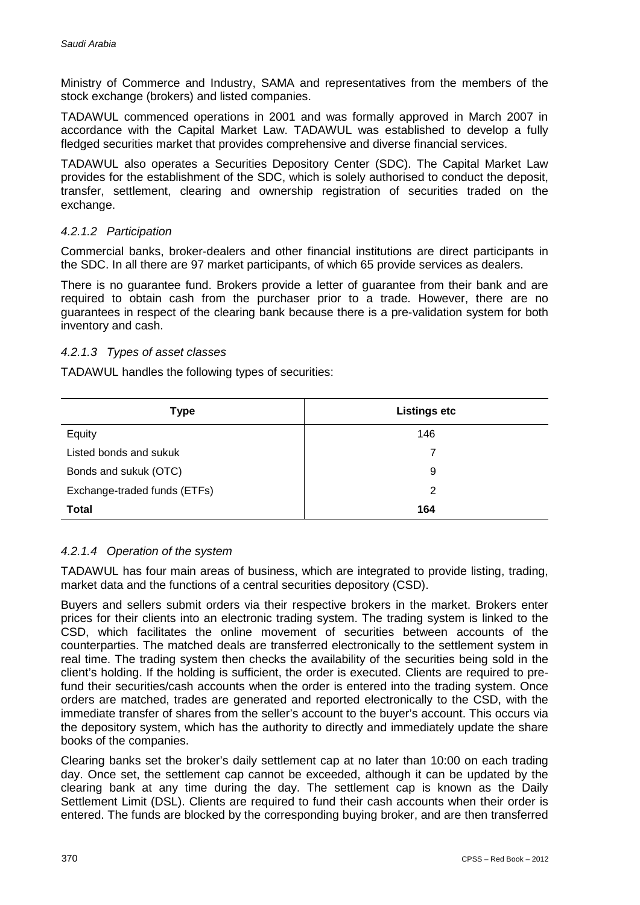Ministry of Commerce and Industry, SAMA and representatives from the members of the stock exchange (brokers) and listed companies.

TADAWUL commenced operations in 2001 and was formally approved in March 2007 in accordance with the Capital Market Law. TADAWUL was established to develop a fully fledged securities market that provides comprehensive and diverse financial services.

TADAWUL also operates a Securities Depository Center (SDC). The Capital Market Law provides for the establishment of the SDC, which is solely authorised to conduct the deposit, transfer, settlement, clearing and ownership registration of securities traded on the exchange.

#### *4.2.1.2 Participation*

Commercial banks, broker-dealers and other financial institutions are direct participants in the SDC. In all there are 97 market participants, of which 65 provide services as dealers.

There is no guarantee fund. Brokers provide a letter of guarantee from their bank and are required to obtain cash from the purchaser prior to a trade. However, there are no guarantees in respect of the clearing bank because there is a pre-validation system for both inventory and cash.

#### *4.2.1.3 Types of asset classes*

TADAWUL handles the following types of securities:

| Type | Listings etc |
|---|---|
| Equity | 146 |
| Listed bonds and sukuk | 7 |
| Bonds and sukuk (OTC) | 9 |
| Exchange-traded funds (ETFs) | 2 |
| **Total** | **164** |

#### *4.2.1.4 Operation of the system*

TADAWUL has four main areas of business, which are integrated to provide listing, trading, market data and the functions of a central securities depository (CSD).

Buyers and sellers submit orders via their respective brokers in the market. Brokers enter prices for their clients into an electronic trading system. The trading system is linked to the CSD, which facilitates the online movement of securities between accounts of the counterparties. The matched deals are transferred electronically to the settlement system in real time. The trading system then checks the availability of the securities being sold in the client's holding. If the holding is sufficient, the order is executed. Clients are required to pre-fund their securities/cash accounts when the order is entered into the trading system. Once orders are matched, trades are generated and reported electronically to the CSD, with the immediate transfer of shares from the seller's account to the buyer's account. This occurs via the depository system, which has the authority to directly and immediately update the share books of the companies.

Clearing banks set the broker's daily settlement cap at no later than 10:00 on each trading day. Once set, the settlement cap cannot be exceeded, although it can be updated by the clearing bank at any time during the day. The settlement cap is known as the Daily Settlement Limit (DSL). Clients are required to fund their cash accounts when their order is entered. The funds are blocked by the corresponding buying broker, and are then transferred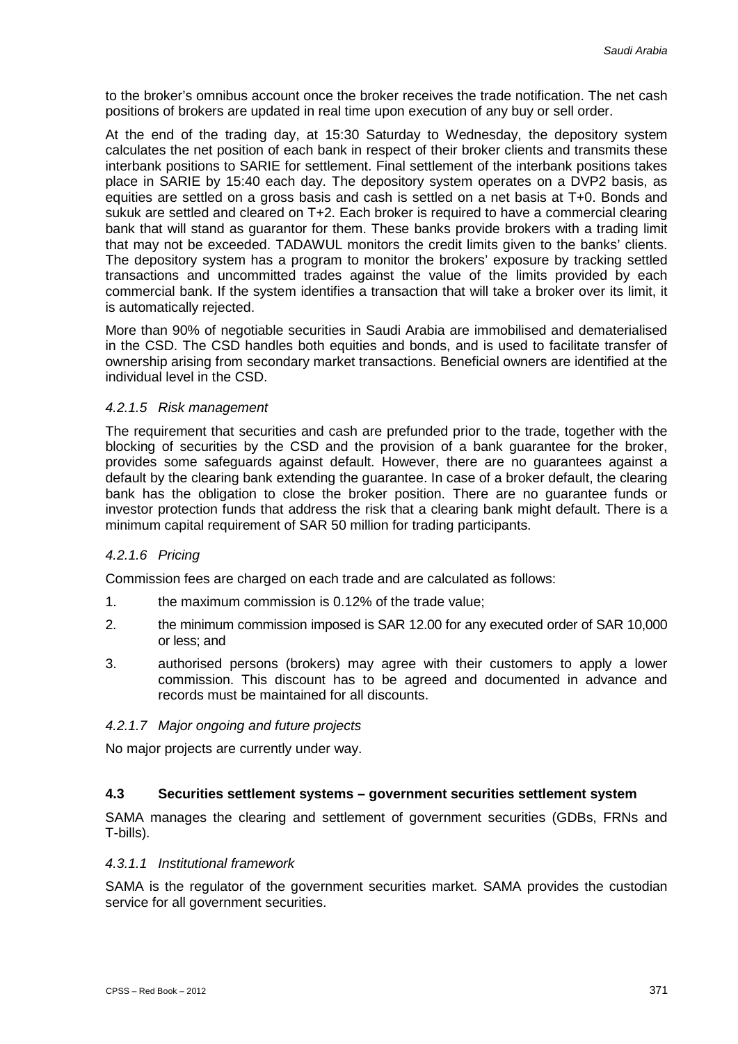to the broker's omnibus account once the broker receives the trade notification. The net cash positions of brokers are updated in real time upon execution of any buy or sell order.

At the end of the trading day, at 15:30 Saturday to Wednesday, the depository system calculates the net position of each bank in respect of their broker clients and transmits these interbank positions to SARIE for settlement. Final settlement of the interbank positions takes place in SARIE by 15:40 each day. The depository system operates on a DVP2 basis, as equities are settled on a gross basis and cash is settled on a net basis at T+0. Bonds and sukuk are settled and cleared on T+2. Each broker is required to have a commercial clearing bank that will stand as guarantor for them. These banks provide brokers with a trading limit that may not be exceeded. TADAWUL monitors the credit limits given to the banks' clients. The depository system has a program to monitor the brokers' exposure by tracking settled transactions and uncommitted trades against the value of the limits provided by each commercial bank. If the system identifies a transaction that will take a broker over its limit, it is automatically rejected.

More than 90% of negotiable securities in Saudi Arabia are immobilised and dematerialised in the CSD. The CSD handles both equities and bonds, and is used to facilitate transfer of ownership arising from secondary market transactions. Beneficial owners are identified at the individual level in the CSD.

#### *4.2.1.5 Risk management*

The requirement that securities and cash are prefunded prior to the trade, together with the blocking of securities by the CSD and the provision of a bank guarantee for the broker, provides some safeguards against default. However, there are no guarantees against a default by the clearing bank extending the guarantee. In case of a broker default, the clearing bank has the obligation to close the broker position. There are no guarantee funds or investor protection funds that address the risk that a clearing bank might default. There is a minimum capital requirement of SAR 50 million for trading participants.

#### *4.2.1.6 Pricing*

Commission fees are charged on each trade and are calculated as follows:

1. the maximum commission is 0.12% of the trade value;
2. the minimum commission imposed is SAR 12.00 for any executed order of SAR 10,000 or less; and
3. authorised persons (brokers) may agree with their customers to apply a lower commission. This discount has to be agreed and documented in advance and records must be maintained for all discounts.

#### *4.2.1.7 Major ongoing and future projects*

No major projects are currently under way.

### 4.3 Securities settlement systems – government securities settlement system

SAMA manages the clearing and settlement of government securities (GDBs, FRNs and T-bills).

#### *4.3.1.1 Institutional framework*

SAMA is the regulator of the government securities market. SAMA provides the custodian service for all government securities.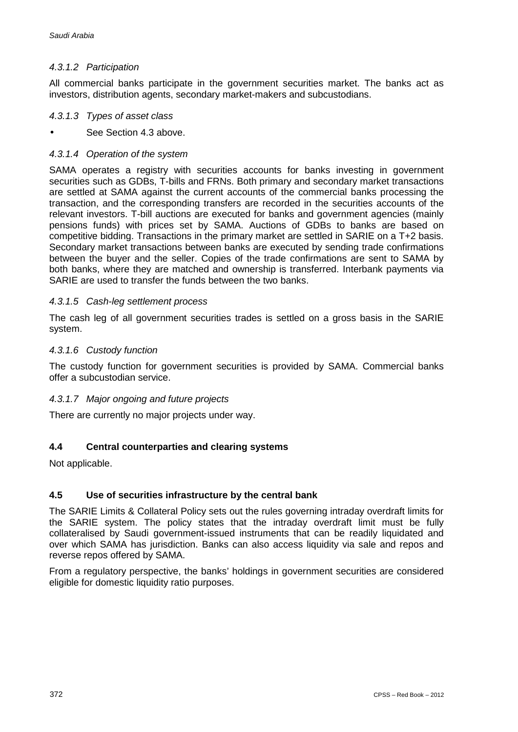#### 4.3.1.2 Participation

All commercial banks participate in the government securities market. The banks act as investors, distribution agents, secondary market-makers and subcustodians.

#### 4.3.1.3 Types of asset class

- See Section 4.3 above.

#### 4.3.1.4 Operation of the system

SAMA operates a registry with securities accounts for banks investing in government securities such as GDBs, T-bills and FRNs. Both primary and secondary market transactions are settled at SAMA against the current accounts of the commercial banks processing the transaction, and the corresponding transfers are recorded in the securities accounts of the relevant investors. T-bill auctions are executed for banks and government agencies (mainly pensions funds) with prices set by SAMA. Auctions of GDBs to banks are based on competitive bidding. Transactions in the primary market are settled in SARIE on a T+2 basis. Secondary market transactions between banks are executed by sending trade confirmations between the buyer and the seller. Copies of the trade confirmations are sent to SAMA by both banks, where they are matched and ownership is transferred. Interbank payments via SARIE are used to transfer the funds between the two banks.

#### 4.3.1.5 Cash-leg settlement process

The cash leg of all government securities trades is settled on a gross basis in the SARIE system.

#### 4.3.1.6 Custody function

The custody function for government securities is provided by SAMA. Commercial banks offer a subcustodian service.

#### 4.3.1.7 Major ongoing and future projects

There are currently no major projects under way.

### 4.4 Central counterparties and clearing systems

Not applicable.

### 4.5 Use of securities infrastructure by the central bank

The SARIE Limits & Collateral Policy sets out the rules governing intraday overdraft limits for the SARIE system. The policy states that the intraday overdraft limit must be fully collateralised by Saudi government-issued instruments that can be readily liquidated and over which SAMA has jurisdiction. Banks can also access liquidity via sale and repos and reverse repos offered by SAMA.

From a regulatory perspective, the banks' holdings in government securities are considered eligible for domestic liquidity ratio purposes.